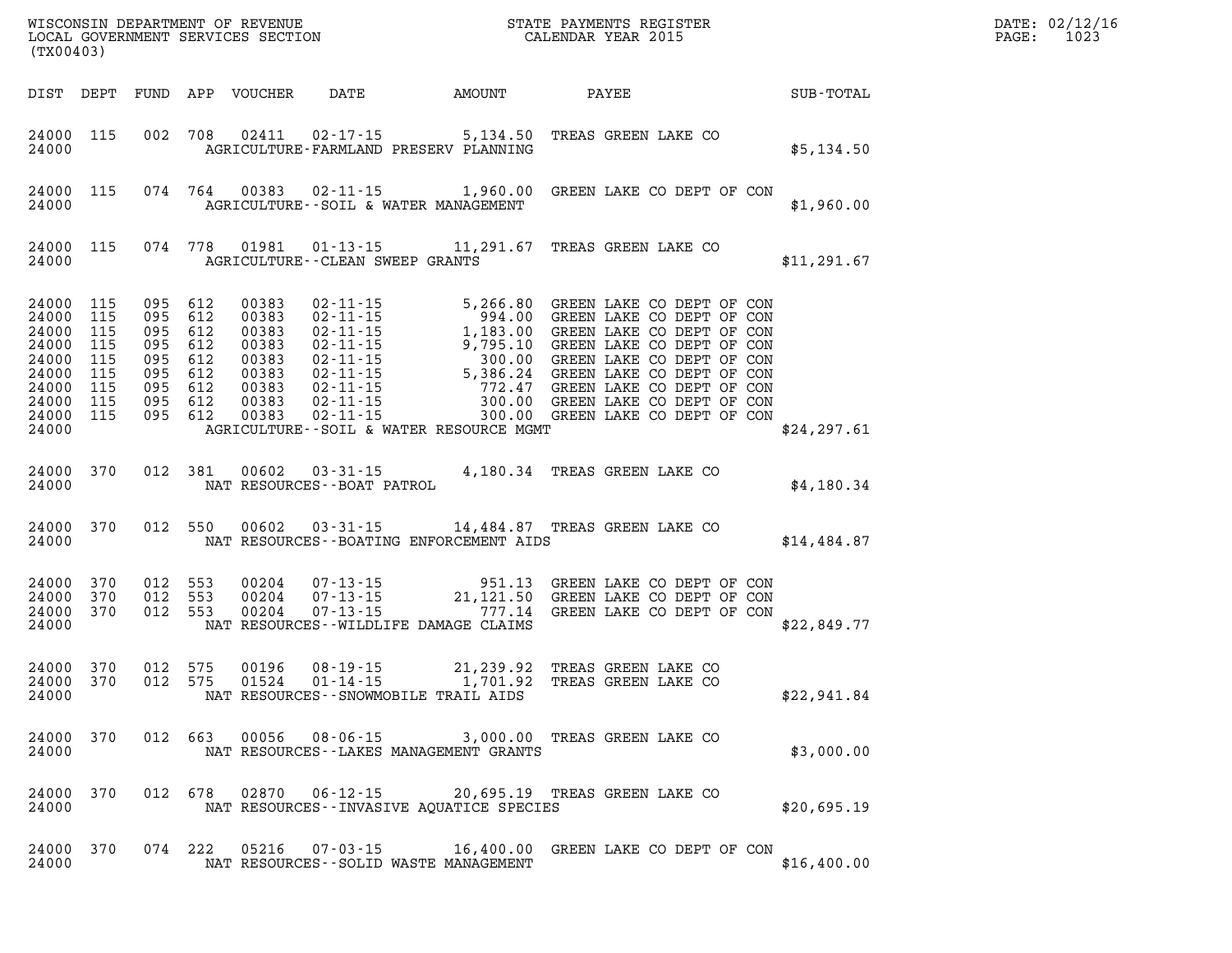WISCONSIN DEPARTMENT OF REVENUE
LOCAL GOVERNMENT SERVICES SECTION
(TX00403)

STATE PAYMENTS REGISTER
CALENDAR YEAR 2015

DATE: 02/12/16
PAGE: 1023

| DIST | DEPT | FUND | APP | VOUCHER | DATE | AMOUNT | PAYEE | SUB-TOTAL |
|---|---|---|---|---|---|---|---|---|
| 24000 | 115 | 002 | 708 | 02411 | 02-17-15 | 5,134.50 | TREAS GREEN LAKE CO | |
| 24000 | | | | | AGRICULTURE-FARMLAND PRESERV PLANNING | | | $5,134.50 |
| 24000 | 115 | 074 | 764 | 00383 | 02-11-15 | 1,960.00 | GREEN LAKE CO DEPT OF CON | |
| 24000 | | | | | AGRICULTURE--SOIL & WATER MANAGEMENT | | | $1,960.00 |
| 24000 | 115 | 074 | 778 | 01981 | 01-13-15 | 11,291.67 | TREAS GREEN LAKE CO | |
| 24000 | | | | | AGRICULTURE--CLEAN SWEEP GRANTS | | | $11,291.67 |
| 24000 | 115 | 095 | 612 | 00383 | 02-11-15 | 5,266.80 | GREEN LAKE CO DEPT OF CON | |
| 24000 | 115 | 095 | 612 | 00383 | 02-11-15 | 994.00 | GREEN LAKE CO DEPT OF CON | |
| 24000 | 115 | 095 | 612 | 00383 | 02-11-15 | 1,183.00 | GREEN LAKE CO DEPT OF CON | |
| 24000 | 115 | 095 | 612 | 00383 | 02-11-15 | 9,795.10 | GREEN LAKE CO DEPT OF CON | |
| 24000 | 115 | 095 | 612 | 00383 | 02-11-15 | 300.00 | GREEN LAKE CO DEPT OF CON | |
| 24000 | 115 | 095 | 612 | 00383 | 02-11-15 | 5,386.24 | GREEN LAKE CO DEPT OF CON | |
| 24000 | 115 | 095 | 612 | 00383 | 02-11-15 | 772.47 | GREEN LAKE CO DEPT OF CON | |
| 24000 | 115 | 095 | 612 | 00383 | 02-11-15 | 300.00 | GREEN LAKE CO DEPT OF CON | |
| 24000 | 115 | 095 | 612 | 00383 | 02-11-15 | 300.00 | GREEN LAKE CO DEPT OF CON | |
| 24000 | | | | | AGRICULTURE--SOIL & WATER RESOURCE MGMT | | | $24,297.61 |
| 24000 | 370 | 012 | 381 | 00602 | 03-31-15 | 4,180.34 | TREAS GREEN LAKE CO | |
| 24000 | | | | | NAT RESOURCES--BOAT PATROL | | | $4,180.34 |
| 24000 | 370 | 012 | 550 | 00602 | 03-31-15 | 14,484.87 | TREAS GREEN LAKE CO | |
| 24000 | | | | | NAT RESOURCES--BOATING ENFORCEMENT AIDS | | | $14,484.87 |
| 24000 | 370 | 012 | 553 | 00204 | 07-13-15 | 951.13 | GREEN LAKE CO DEPT OF CON | |
| 24000 | 370 | 012 | 553 | 00204 | 07-13-15 | 21,121.50 | GREEN LAKE CO DEPT OF CON | |
| 24000 | 370 | 012 | 553 | 00204 | 07-13-15 | 777.14 | GREEN LAKE CO DEPT OF CON | |
| 24000 | | | | | NAT RESOURCES--WILDLIFE DAMAGE CLAIMS | | | $22,849.77 |
| 24000 | 370 | 012 | 575 | 00196 | 08-19-15 | 21,239.92 | TREAS GREEN LAKE CO | |
| 24000 | 370 | 012 | 575 | 01524 | 01-14-15 | 1,701.92 | TREAS GREEN LAKE CO | |
| 24000 | | | | | NAT RESOURCES--SNOWMOBILE TRAIL AIDS | | | $22,941.84 |
| 24000 | 370 | 012 | 663 | 00056 | 08-06-15 | 3,000.00 | TREAS GREEN LAKE CO | |
| 24000 | | | | | NAT RESOURCES--LAKES MANAGEMENT GRANTS | | | $3,000.00 |
| 24000 | 370 | 012 | 678 | 02870 | 06-12-15 | 20,695.19 | TREAS GREEN LAKE CO | |
| 24000 | | | | | NAT RESOURCES--INVASIVE AQUATICE SPECIES | | | $20,695.19 |
| 24000 | 370 | 074 | 222 | 05216 | 07-03-15 | 16,400.00 | GREEN LAKE CO DEPT OF CON | |
| 24000 | | | | | NAT RESOURCES--SOLID WASTE MANAGEMENT | | | $16,400.00 |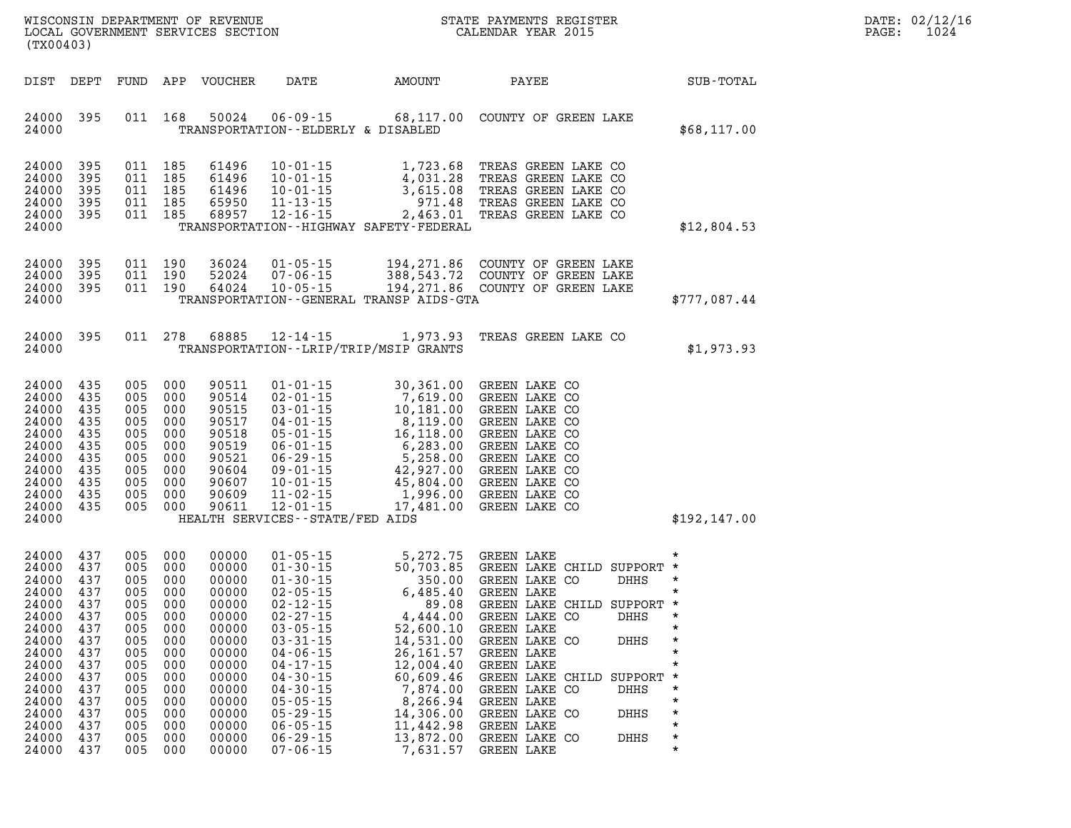WISCONSIN DEPARTMENT OF REVENUE
LOCAL GOVERNMENT SERVICES SECTION
(TX00403)

STATE PAYMENTS REGISTER
CALENDAR YEAR 2015

DATE: 02/12/16
PAGE: 1024

| DIST | DEPT | FUND | APP | VOUCHER | DATE | AMOUNT | PAYEE | SUB-TOTAL |
|---|---|---|---|---|---|---|---|---|
| 24000 | 395 | 011 | 168 | 50024 | 06-09-15 | 68,117.00 | COUNTY OF GREEN LAKE | |
| 24000 | | | | | TRANSPORTATION--ELDERLY & DISABLED | | | $68,117.00 |
| 24000 | 395 | 011 | 185 | 61496 | 10-01-15 | 1,723.68 | TREAS GREEN LAKE CO | |
| 24000 | 395 | 011 | 185 | 61496 | 10-01-15 | 4,031.28 | TREAS GREEN LAKE CO | |
| 24000 | 395 | 011 | 185 | 61496 | 10-01-15 | 3,615.08 | TREAS GREEN LAKE CO | |
| 24000 | 395 | 011 | 185 | 65950 | 11-13-15 | 971.48 | TREAS GREEN LAKE CO | |
| 24000 | 395 | 011 | 185 | 68957 | 12-16-15 | 2,463.01 | TREAS GREEN LAKE CO | |
| 24000 | | | | | TRANSPORTATION--HIGHWAY SAFETY-FEDERAL | | | $12,804.53 |
| 24000 | 395 | 011 | 190 | 36024 | 01-05-15 | 194,271.86 | COUNTY OF GREEN LAKE | |
| 24000 | 395 | 011 | 190 | 52024 | 07-06-15 | 388,543.72 | COUNTY OF GREEN LAKE | |
| 24000 | 395 | 011 | 190 | 64024 | 10-05-15 | 194,271.86 | COUNTY OF GREEN LAKE | |
| 24000 | | | | | TRANSPORTATION--GENERAL TRANSP AIDS-GTA | | | $777,087.44 |
| 24000 | 395 | 011 | 278 | 68885 | 12-14-15 | 1,973.93 | TREAS GREEN LAKE CO | |
| 24000 | | | | | TRANSPORTATION--LRIP/TRIP/MSIP GRANTS | | | $1,973.93 |
| 24000 | 435 | 005 | 000 | 90511 | 01-01-15 | 30,361.00 | GREEN LAKE CO | |
| 24000 | 435 | 005 | 000 | 90514 | 02-01-15 | 7,619.00 | GREEN LAKE CO | |
| 24000 | 435 | 005 | 000 | 90515 | 03-01-15 | 10,181.00 | GREEN LAKE CO | |
| 24000 | 435 | 005 | 000 | 90517 | 04-01-15 | 8,119.00 | GREEN LAKE CO | |
| 24000 | 435 | 005 | 000 | 90518 | 05-01-15 | 16,118.00 | GREEN LAKE CO | |
| 24000 | 435 | 005 | 000 | 90519 | 06-01-15 | 6,283.00 | GREEN LAKE CO | |
| 24000 | 435 | 005 | 000 | 90521 | 06-29-15 | 5,258.00 | GREEN LAKE CO | |
| 24000 | 435 | 005 | 000 | 90604 | 09-01-15 | 42,927.00 | GREEN LAKE CO | |
| 24000 | 435 | 005 | 000 | 90607 | 10-01-15 | 45,804.00 | GREEN LAKE CO | |
| 24000 | 435 | 005 | 000 | 90609 | 11-02-15 | 1,996.00 | GREEN LAKE CO | |
| 24000 | 435 | 005 | 000 | 90611 | 12-01-15 | 17,481.00 | GREEN LAKE CO | |
| 24000 | | | | | HEALTH SERVICES--STATE/FED AIDS | | | $192,147.00 |
| 24000 | 437 | 005 | 000 | 00000 | 01-05-15 | 5,272.75 | GREEN LAKE | * |
| 24000 | 437 | 005 | 000 | 00000 | 01-30-15 | 50,703.85 | GREEN LAKE CHILD SUPPORT | * |
| 24000 | 437 | 005 | 000 | 00000 | 01-30-15 | 350.00 | GREEN LAKE CO DHHS | * |
| 24000 | 437 | 005 | 000 | 00000 | 02-05-15 | 6,485.40 | GREEN LAKE | * |
| 24000 | 437 | 005 | 000 | 00000 | 02-12-15 | 89.08 | GREEN LAKE CHILD SUPPORT | * |
| 24000 | 437 | 005 | 000 | 00000 | 02-27-15 | 4,444.00 | GREEN LAKE CO DHHS | * |
| 24000 | 437 | 005 | 000 | 00000 | 03-05-15 | 52,600.10 | GREEN LAKE | * |
| 24000 | 437 | 005 | 000 | 00000 | 03-31-15 | 14,531.00 | GREEN LAKE CO DHHS | * |
| 24000 | 437 | 005 | 000 | 00000 | 04-06-15 | 26,161.57 | GREEN LAKE | * |
| 24000 | 437 | 005 | 000 | 00000 | 04-17-15 | 12,004.40 | GREEN LAKE | * |
| 24000 | 437 | 005 | 000 | 00000 | 04-30-15 | 60,609.46 | GREEN LAKE CHILD SUPPORT | * |
| 24000 | 437 | 005 | 000 | 00000 | 04-30-15 | 7,874.00 | GREEN LAKE CO DHHS | * |
| 24000 | 437 | 005 | 000 | 00000 | 05-05-15 | 8,266.94 | GREEN LAKE | * |
| 24000 | 437 | 005 | 000 | 00000 | 05-29-15 | 14,306.00 | GREEN LAKE CO DHHS | * |
| 24000 | 437 | 005 | 000 | 00000 | 06-05-15 | 11,442.98 | GREEN LAKE | * |
| 24000 | 437 | 005 | 000 | 00000 | 06-29-15 | 13,872.00 | GREEN LAKE CO DHHS | * |
| 24000 | 437 | 005 | 000 | 00000 | 07-06-15 | 7,631.57 | GREEN LAKE | * |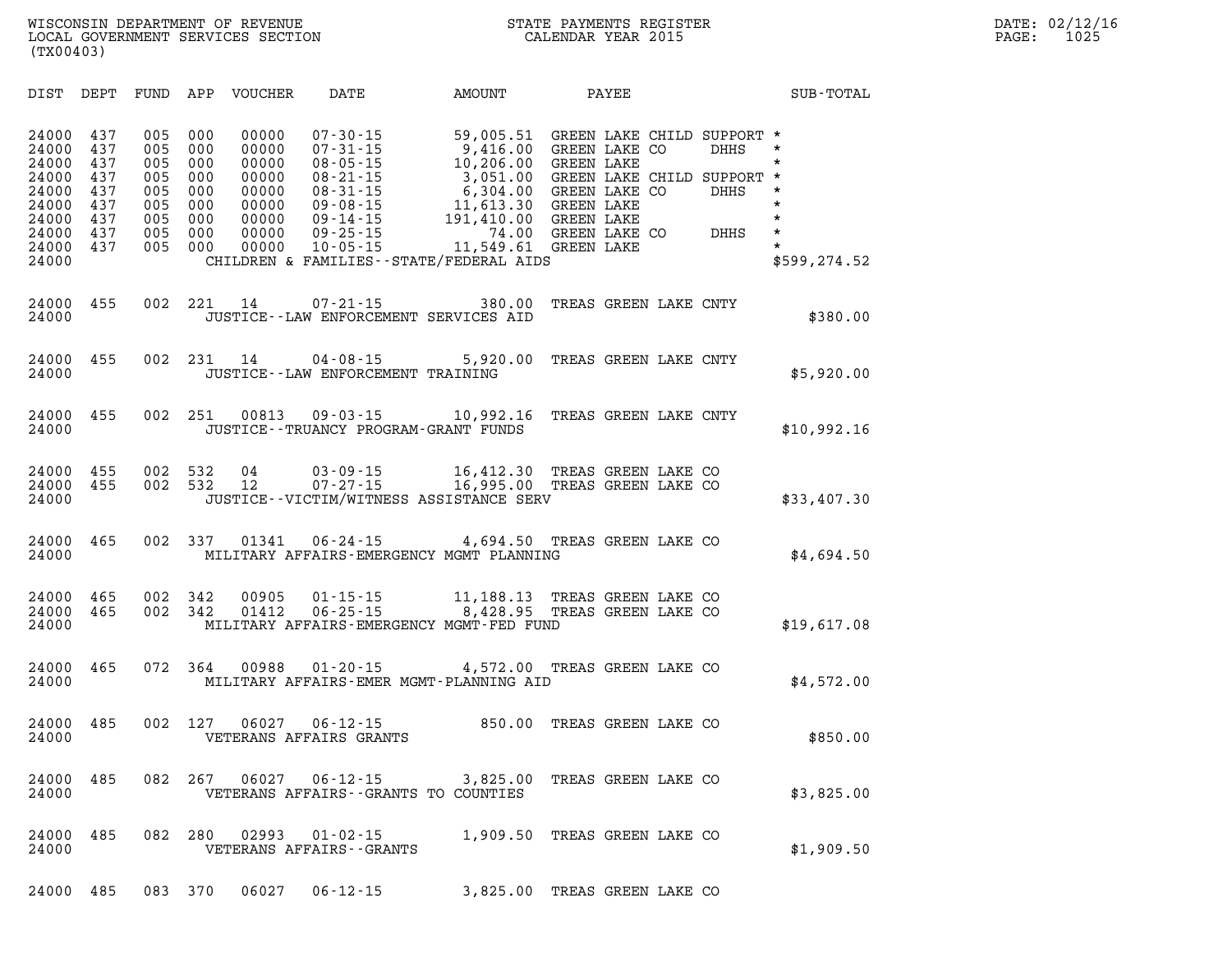WISCONSIN DEPARTMENT OF REVENUE
LOCAL GOVERNMENT SERVICES SECTION
(TX00403)

STATE PAYMENTS REGISTER
CALENDAR YEAR 2015

DATE: 02/12/16
PAGE: 1025

| DIST | DEPT | FUND | APP | VOUCHER | DATE | AMOUNT | PAYEE | SUB-TOTAL |
|---|---|---|---|---|---|---|---|---|
| 24000 | 437 | 005 | 000 | 00000 | 07-30-15 | 59,005.51 | GREEN LAKE CHILD SUPPORT * | |
| 24000 | 437 | 005 | 000 | 00000 | 07-31-15 | 9,416.00 | GREEN LAKE CO DHHS * | |
| 24000 | 437 | 005 | 000 | 00000 | 08-05-15 | 10,206.00 | GREEN LAKE * | |
| 24000 | 437 | 005 | 000 | 00000 | 08-21-15 | 3,051.00 | GREEN LAKE CHILD SUPPORT * | |
| 24000 | 437 | 005 | 000 | 00000 | 08-31-15 | 6,304.00 | GREEN LAKE CO DHHS * | |
| 24000 | 437 | 005 | 000 | 00000 | 09-08-15 | 11,613.30 | GREEN LAKE * | |
| 24000 | 437 | 005 | 000 | 00000 | 09-14-15 | 191,410.00 | GREEN LAKE * | |
| 24000 | 437 | 005 | 000 | 00000 | 09-25-15 | 74.00 | GREEN LAKE CO DHHS * | |
| 24000 | 437 | 005 | 000 | 00000 | 10-05-15 | 11,549.61 | GREEN LAKE * | |
| 24000 | | | | | CHILDREN & FAMILIES--STATE/FEDERAL AIDS | | | $599,274.52 |
| 24000 | 455 | 002 | 221 | 14 | 07-21-15 | 380.00 | TREAS GREEN LAKE CNTY | |
| 24000 | | | | | JUSTICE--LAW ENFORCEMENT SERVICES AID | | | $380.00 |
| 24000 | 455 | 002 | 231 | 14 | 04-08-15 | 5,920.00 | TREAS GREEN LAKE CNTY | |
| 24000 | | | | | JUSTICE--LAW ENFORCEMENT TRAINING | | | $5,920.00 |
| 24000 | 455 | 002 | 251 | 00813 | 09-03-15 | 10,992.16 | TREAS GREEN LAKE CNTY | |
| 24000 | | | | | JUSTICE--TRUANCY PROGRAM-GRANT FUNDS | | | $10,992.16 |
| 24000 | 455 | 002 | 532 | 04 | 03-09-15 | 16,412.30 | TREAS GREEN LAKE CO | |
| 24000 | 455 | 002 | 532 | 12 | 07-27-15 | 16,995.00 | TREAS GREEN LAKE CO | |
| 24000 | | | | | JUSTICE--VICTIM/WITNESS ASSISTANCE SERV | | | $33,407.30 |
| 24000 | 465 | 002 | 337 | 01341 | 06-24-15 | 4,694.50 | TREAS GREEN LAKE CO | |
| 24000 | | | | | MILITARY AFFAIRS-EMERGENCY MGMT PLANNING | | | $4,694.50 |
| 24000 | 465 | 002 | 342 | 00905 | 01-15-15 | 11,188.13 | TREAS GREEN LAKE CO | |
| 24000 | 465 | 002 | 342 | 01412 | 06-25-15 | 8,428.95 | TREAS GREEN LAKE CO | |
| 24000 | | | | | MILITARY AFFAIRS-EMERGENCY MGMT-FED FUND | | | $19,617.08 |
| 24000 | 465 | 072 | 364 | 00988 | 01-20-15 | 4,572.00 | TREAS GREEN LAKE CO | |
| 24000 | | | | | MILITARY AFFAIRS-EMER MGMT-PLANNING AID | | | $4,572.00 |
| 24000 | 485 | 002 | 127 | 06027 | 06-12-15 | 850.00 | TREAS GREEN LAKE CO | |
| 24000 | | | | | VETERANS AFFAIRS GRANTS | | | $850.00 |
| 24000 | 485 | 082 | 267 | 06027 | 06-12-15 | 3,825.00 | TREAS GREEN LAKE CO | |
| 24000 | | | | | VETERANS AFFAIRS--GRANTS TO COUNTIES | | | $3,825.00 |
| 24000 | 485 | 082 | 280 | 02993 | 01-02-15 | 1,909.50 | TREAS GREEN LAKE CO | |
| 24000 | | | | | VETERANS AFFAIRS--GRANTS | | | $1,909.50 |
| 24000 | 485 | 083 | 370 | 06027 | 06-12-15 | 3,825.00 | TREAS GREEN LAKE CO | |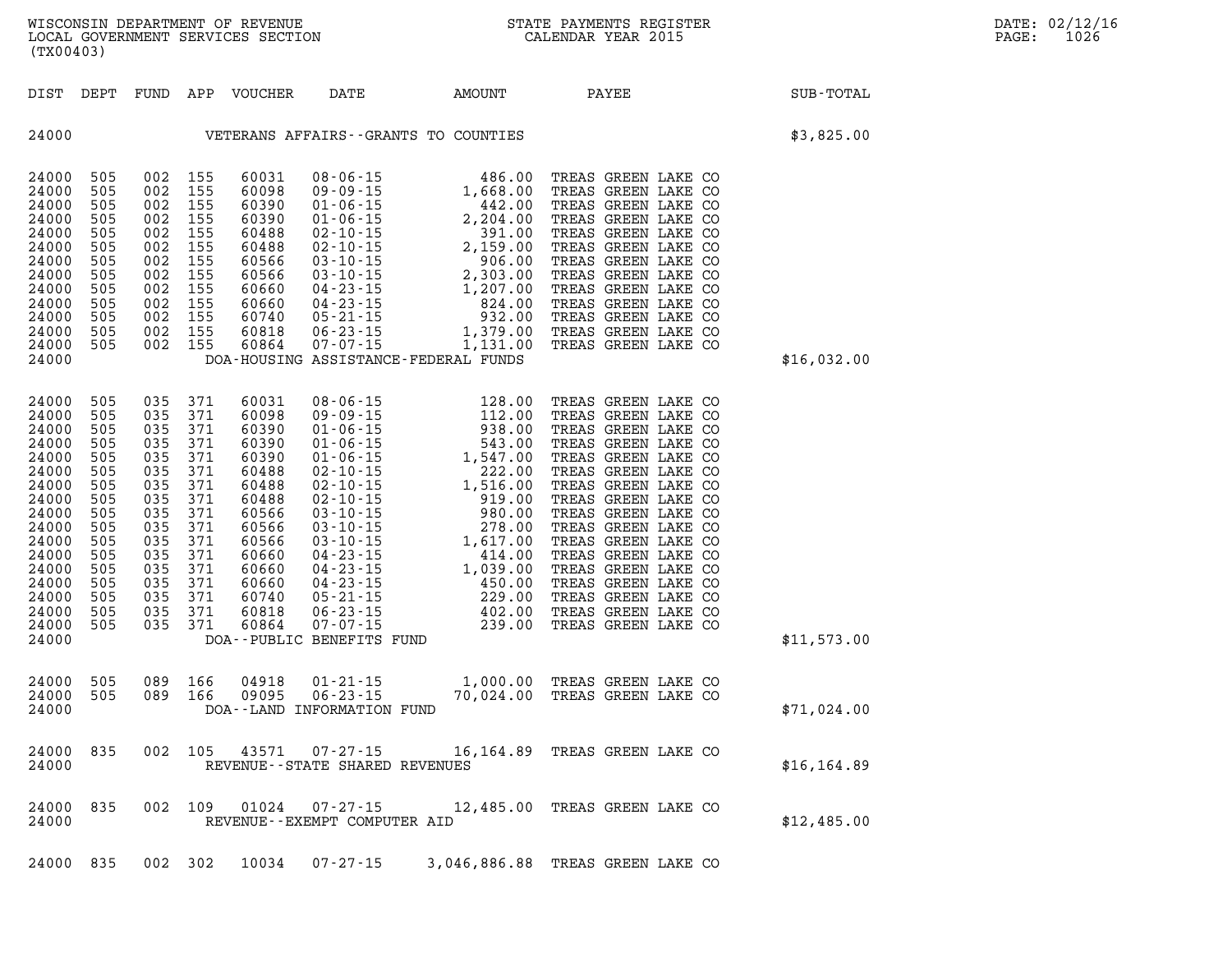WISCONSIN DEPARTMENT OF REVENUE
LOCAL GOVERNMENT SERVICES SECTION
(TX00403)

STATE PAYMENTS REGISTER
CALENDAR YEAR 2015

DATE: 02/12/16
PAGE: 1026

| DIST | DEPT | FUND | APP | VOUCHER | DATE | AMOUNT | PAYEE | SUB-TOTAL |
|---|---|---|---|---|---|---|---|---|
| 24000 | | | | VETERANS AFFAIRS--GRANTS TO COUNTIES | | | | $3,825.00 |
| 24000 | 505 | 002 | 155 | 60031 | 08-06-15 | 486.00 | TREAS GREEN LAKE CO | |
| 24000 | 505 | 002 | 155 | 60098 | 09-09-15 | 1,668.00 | TREAS GREEN LAKE CO | |
| 24000 | 505 | 002 | 155 | 60390 | 01-06-15 | 442.00 | TREAS GREEN LAKE CO | |
| 24000 | 505 | 002 | 155 | 60390 | 01-06-15 | 2,204.00 | TREAS GREEN LAKE CO | |
| 24000 | 505 | 002 | 155 | 60488 | 02-10-15 | 391.00 | TREAS GREEN LAKE CO | |
| 24000 | 505 | 002 | 155 | 60488 | 02-10-15 | 2,159.00 | TREAS GREEN LAKE CO | |
| 24000 | 505 | 002 | 155 | 60566 | 03-10-15 | 906.00 | TREAS GREEN LAKE CO | |
| 24000 | 505 | 002 | 155 | 60566 | 03-10-15 | 2,303.00 | TREAS GREEN LAKE CO | |
| 24000 | 505 | 002 | 155 | 60660 | 04-23-15 | 1,207.00 | TREAS GREEN LAKE CO | |
| 24000 | 505 | 002 | 155 | 60660 | 04-23-15 | 824.00 | TREAS GREEN LAKE CO | |
| 24000 | 505 | 002 | 155 | 60740 | 05-21-15 | 932.00 | TREAS GREEN LAKE CO | |
| 24000 | 505 | 002 | 155 | 60818 | 06-23-15 | 1,379.00 | TREAS GREEN LAKE CO | |
| 24000 | 505 | 002 | 155 | 60864 | 07-07-15 | 1,131.00 | TREAS GREEN LAKE CO | |
| 24000 | | | | DOA-HOUSING ASSISTANCE-FEDERAL FUNDS | | | | $16,032.00 |
| 24000 | 505 | 035 | 371 | 60031 | 08-06-15 | 128.00 | TREAS GREEN LAKE CO | |
| 24000 | 505 | 035 | 371 | 60098 | 09-09-15 | 112.00 | TREAS GREEN LAKE CO | |
| 24000 | 505 | 035 | 371 | 60390 | 01-06-15 | 938.00 | TREAS GREEN LAKE CO | |
| 24000 | 505 | 035 | 371 | 60390 | 01-06-15 | 543.00 | TREAS GREEN LAKE CO | |
| 24000 | 505 | 035 | 371 | 60390 | 01-06-15 | 1,547.00 | TREAS GREEN LAKE CO | |
| 24000 | 505 | 035 | 371 | 60488 | 02-10-15 | 222.00 | TREAS GREEN LAKE CO | |
| 24000 | 505 | 035 | 371 | 60488 | 02-10-15 | 1,516.00 | TREAS GREEN LAKE CO | |
| 24000 | 505 | 035 | 371 | 60488 | 02-10-15 | 919.00 | TREAS GREEN LAKE CO | |
| 24000 | 505 | 035 | 371 | 60566 | 03-10-15 | 980.00 | TREAS GREEN LAKE CO | |
| 24000 | 505 | 035 | 371 | 60566 | 03-10-15 | 278.00 | TREAS GREEN LAKE CO | |
| 24000 | 505 | 035 | 371 | 60566 | 03-10-15 | 1,617.00 | TREAS GREEN LAKE CO | |
| 24000 | 505 | 035 | 371 | 60660 | 04-23-15 | 414.00 | TREAS GREEN LAKE CO | |
| 24000 | 505 | 035 | 371 | 60660 | 04-23-15 | 1,039.00 | TREAS GREEN LAKE CO | |
| 24000 | 505 | 035 | 371 | 60660 | 04-23-15 | 450.00 | TREAS GREEN LAKE CO | |
| 24000 | 505 | 035 | 371 | 60740 | 05-21-15 | 229.00 | TREAS GREEN LAKE CO | |
| 24000 | 505 | 035 | 371 | 60818 | 06-23-15 | 402.00 | TREAS GREEN LAKE CO | |
| 24000 | 505 | 035 | 371 | 60864 | 07-07-15 | 239.00 | TREAS GREEN LAKE CO | |
| 24000 | | | | DOA--PUBLIC BENEFITS FUND | | | | $11,573.00 |
| 24000 | 505 | 089 | 166 | 04918 | 01-21-15 | 1,000.00 | TREAS GREEN LAKE CO | |
| 24000 | 505 | 089 | 166 | 09095 | 06-23-15 | 70,024.00 | TREAS GREEN LAKE CO | |
| 24000 | | | | DOA--LAND INFORMATION FUND | | | | $71,024.00 |
| 24000 | 835 | 002 | 105 | 43571 | 07-27-15 | 16,164.89 | TREAS GREEN LAKE CO | |
| 24000 | | | | REVENUE--STATE SHARED REVENUES | | | | $16,164.89 |
| 24000 | 835 | 002 | 109 | 01024 | 07-27-15 | 12,485.00 | TREAS GREEN LAKE CO | |
| 24000 | | | | REVENUE--EXEMPT COMPUTER AID | | | | $12,485.00 |
| 24000 | 835 | 002 | 302 | 10034 | 07-27-15 | 3,046,886.88 | TREAS GREEN LAKE CO | |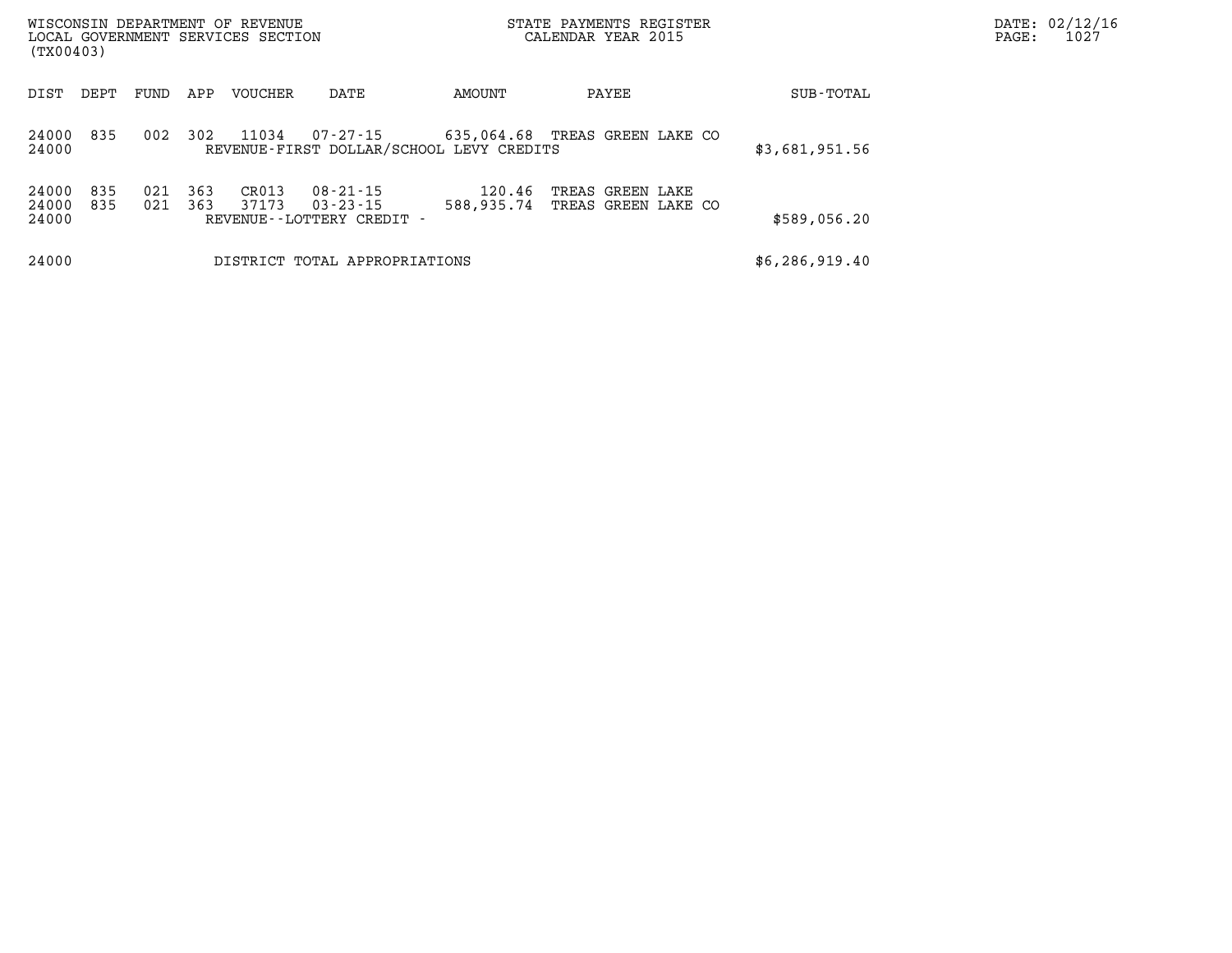WISCONSIN DEPARTMENT OF REVENUE
LOCAL GOVERNMENT SERVICES SECTION
(TX00403)

STATE PAYMENTS REGISTER
CALENDAR YEAR 2015

| DIST | DEPT | FUND | APP | VOUCHER | DATE | AMOUNT | PAYEE | SUB-TOTAL |
|---|---|---|---|---|---|---|---|---|
| 24000 | 835 | 002 | 302 | 11034 | 07-27-15 | 635,064.68 | TREAS GREEN LAKE CO | |
| 24000 | | | | REVENUE-FIRST DOLLAR/SCHOOL LEVY CREDITS | | | | $3,681,951.56 |
| 24000 | 835 | 021 | 363 | CR013 | 08-21-15 | 120.46 | TREAS GREEN LAKE | |
| 24000 | 835 | 021 | 363 | 37173 | 03-23-15 | 588,935.74 | TREAS GREEN LAKE CO | |
| 24000 | | | | REVENUE--LOTTERY CREDIT - | | | | $589,056.20 |
| 24000 | | | | DISTRICT TOTAL APPROPRIATIONS | | | | $6,286,919.40 |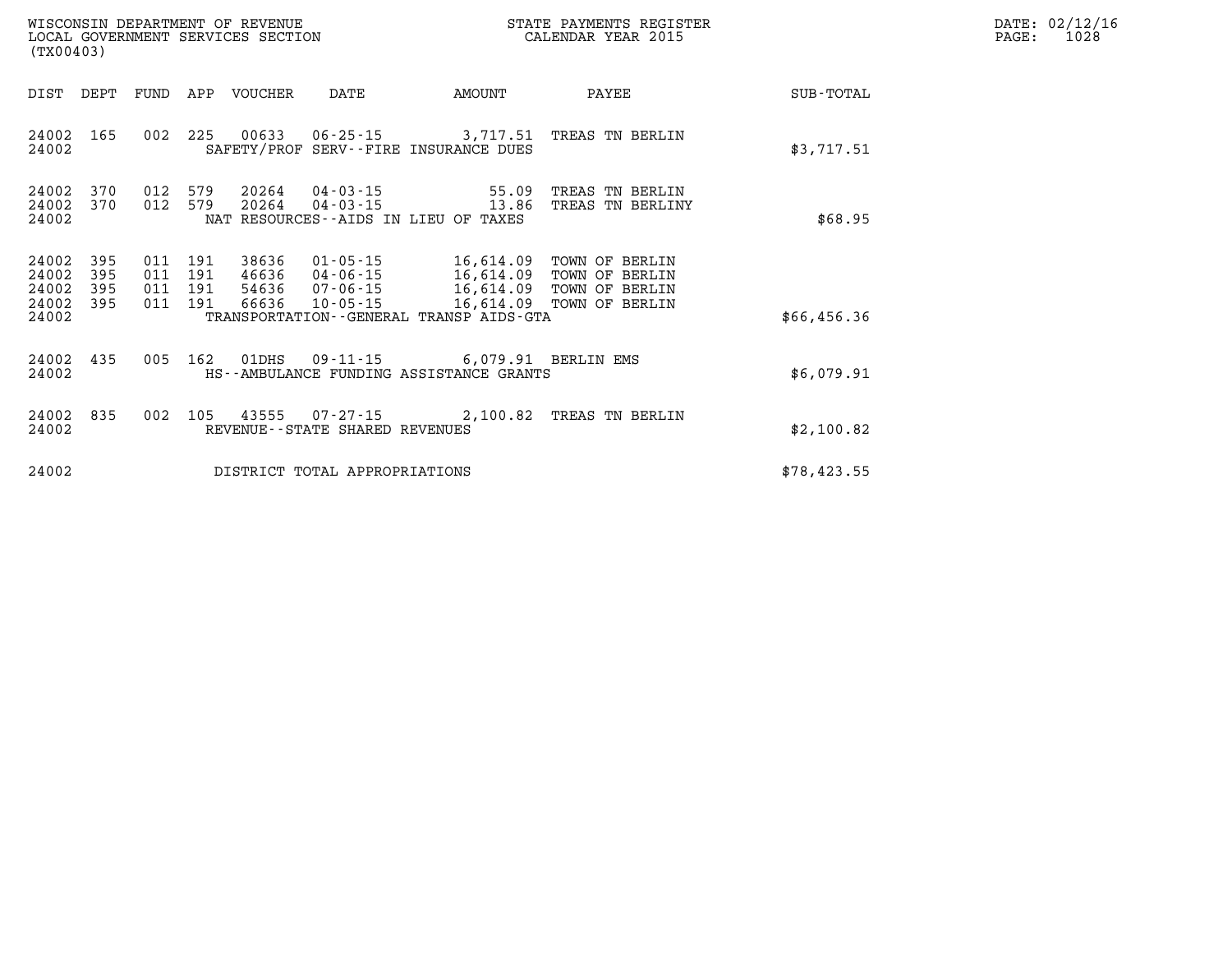WISCONSIN DEPARTMENT OF REVENUE
LOCAL GOVERNMENT SERVICES SECTION
(TX00403)

STATE PAYMENTS REGISTER
CALENDAR YEAR 2015

DATE: 02/12/16

| DIST | DEPT | FUND | APP | VOUCHER | DATE | AMOUNT | PAYEE | SUB-TOTAL |
|---|---|---|---|---|---|---|---|---|
| 24002 | 165 | 002 | 225 | 00633 | 06-25-15 | 3,717.51 | TREAS TN BERLIN | |
| 24002 | | | | SAFETY/PROF SERV--FIRE INSURANCE DUES | | | | $3,717.51 |
| 24002 | 370 | 012 | 579 | 20264 | 04-03-15 | 55.09 | TREAS TN BERLIN | |
| 24002 | 370 | 012 | 579 | 20264 | 04-03-15 | 13.86 | TREAS TN BERLINY | |
| 24002 | | | | NAT RESOURCES--AIDS IN LIEU OF TAXES | | | | $68.95 |
| 24002 | 395 | 011 | 191 | 38636 | 01-05-15 | 16,614.09 | TOWN OF BERLIN | |
| 24002 | 395 | 011 | 191 | 46636 | 04-06-15 | 16,614.09 | TOWN OF BERLIN | |
| 24002 | 395 | 011 | 191 | 54636 | 07-06-15 | 16,614.09 | TOWN OF BERLIN | |
| 24002 | 395 | 011 | 191 | 66636 | 10-05-15 | 16,614.09 | TOWN OF BERLIN | |
| 24002 | | | | TRANSPORTATION--GENERAL TRANSP AIDS-GTA | | | | $66,456.36 |
| 24002 | 435 | 005 | 162 | 01DHS | 09-11-15 | 6,079.91 | BERLIN EMS | |
| 24002 | | | | HS--AMBULANCE FUNDING ASSISTANCE GRANTS | | | | $6,079.91 |
| 24002 | 835 | 002 | 105 | 43555 | 07-27-15 | 2,100.82 | TREAS TN BERLIN | |
| 24002 | | | | REVENUE--STATE SHARED REVENUES | | | | $2,100.82 |
| 24002 | | | | DISTRICT TOTAL APPROPRIATIONS | | | | $78,423.55 |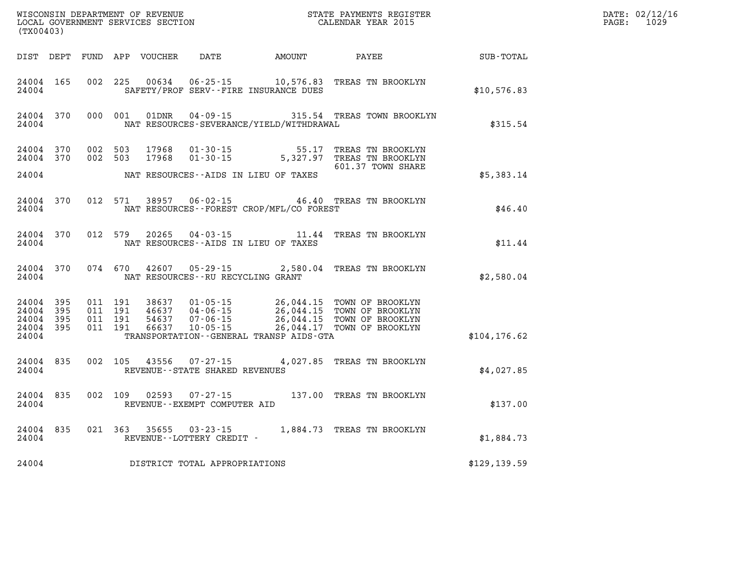WISCONSIN DEPARTMENT OF REVENUE
LOCAL GOVERNMENT SERVICES SECTION
(TX00403)

STATE PAYMENTS REGISTER
CALENDAR YEAR 2015

DATE: 02/12/16
PAGE: 1029

| DIST | DEPT | FUND | APP | VOUCHER | DATE | AMOUNT | PAYEE | SUB-TOTAL |
|---|---|---|---|---|---|---|---|---|
| 24004 | 165 | 002 | 225 | 00634 | 06-25-15 | 10,576.83 | TREAS TN BROOKLYN | |
| 24004 | | | | | SAFETY/PROF SERV--FIRE INSURANCE DUES | | | $10,576.83 |
| 24004 | 370 | 000 | 001 | 01DNR | 04-09-15 | 315.54 | TREAS TOWN BROOKLYN | |
| 24004 | | | | | NAT RESOURCES-SEVERANCE/YIELD/WITHDRAWAL | | | $315.54 |
| 24004 | 370 | 002 | 503 | 17968 | 01-30-15 | 55.17 | TREAS TN BROOKLYN | |
| 24004 | 370 | 002 | 503 | 17968 | 01-30-15 | 5,327.97 | TREAS TN BROOKLYN 601.37 TOWN SHARE | |
| 24004 | | | | | NAT RESOURCES--AIDS IN LIEU OF TAXES | | | $5,383.14 |
| 24004 | 370 | 012 | 571 | 38957 | 06-02-15 | 46.40 | TREAS TN BROOKLYN | |
| 24004 | | | | | NAT RESOURCES--FOREST CROP/MFL/CO FOREST | | | $46.40 |
| 24004 | 370 | 012 | 579 | 20265 | 04-03-15 | 11.44 | TREAS TN BROOKLYN | |
| 24004 | | | | | NAT RESOURCES--AIDS IN LIEU OF TAXES | | | $11.44 |
| 24004 | 370 | 074 | 670 | 42607 | 05-29-15 | 2,580.04 | TREAS TN BROOKLYN | |
| 24004 | | | | | NAT RESOURCES--RU RECYCLING GRANT | | | $2,580.04 |
| 24004 | 395 | 011 | 191 | 38637 | 01-05-15 | 26,044.15 | TOWN OF BROOKLYN | |
| 24004 | 395 | 011 | 191 | 46637 | 04-06-15 | 26,044.15 | TOWN OF BROOKLYN | |
| 24004 | 395 | 011 | 191 | 54637 | 07-06-15 | 26,044.15 | TOWN OF BROOKLYN | |
| 24004 | 395 | 011 | 191 | 66637 | 10-05-15 | 26,044.17 | TOWN OF BROOKLYN | |
| 24004 | | | | | TRANSPORTATION--GENERAL TRANSP AIDS-GTA | | | $104,176.62 |
| 24004 | 835 | 002 | 105 | 43556 | 07-27-15 | 4,027.85 | TREAS TN BROOKLYN | |
| 24004 | | | | | REVENUE--STATE SHARED REVENUES | | | $4,027.85 |
| 24004 | 835 | 002 | 109 | 02593 | 07-27-15 | 137.00 | TREAS TN BROOKLYN | |
| 24004 | | | | | REVENUE--EXEMPT COMPUTER AID | | | $137.00 |
| 24004 | 835 | 021 | 363 | 35655 | 03-23-15 | 1,884.73 | TREAS TN BROOKLYN | |
| 24004 | | | | | REVENUE--LOTTERY CREDIT - | | | $1,884.73 |
| 24004 | | | | | DISTRICT TOTAL APPROPRIATIONS | | | $129,139.59 |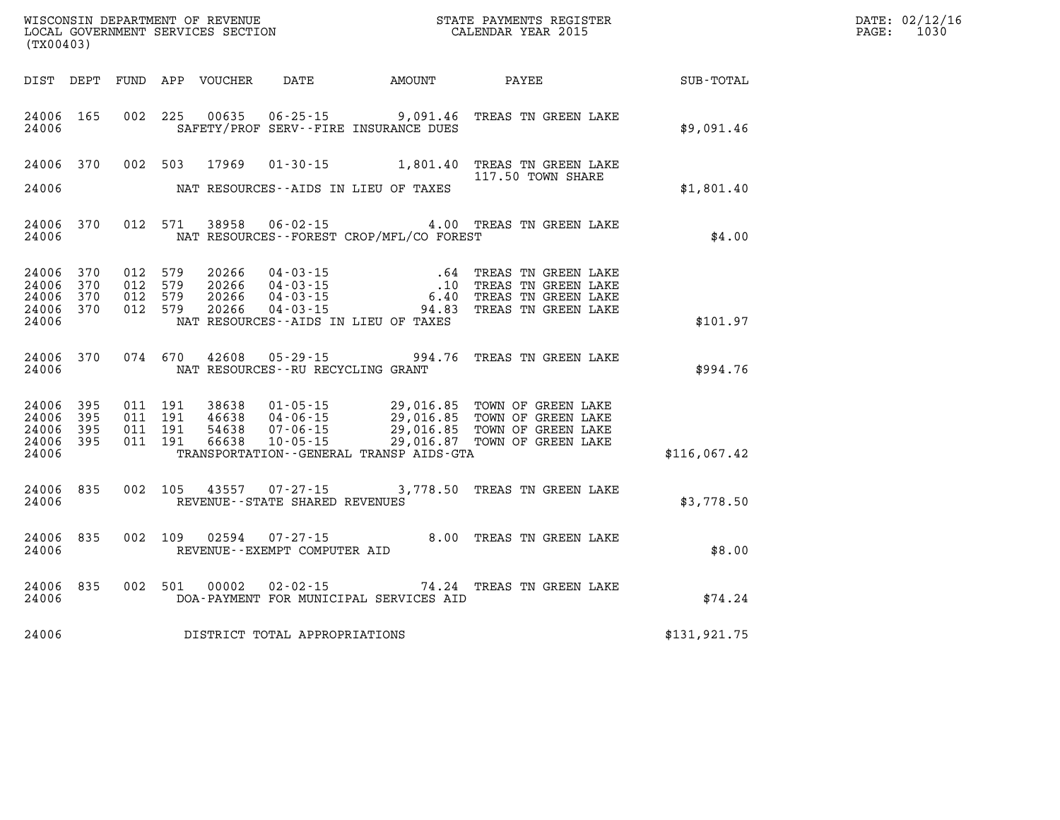WISCONSIN DEPARTMENT OF REVENUE
LOCAL GOVERNMENT SERVICES SECTION
(TX00403)

STATE PAYMENTS REGISTER
CALENDAR YEAR 2015

DATE: 02/12/16
PAGE: 1030

| DIST | DEPT | FUND | APP | VOUCHER | DATE | AMOUNT | PAYEE | SUB-TOTAL |
|---|---|---|---|---|---|---|---|---|
| 24006 | 165 | 002 | 225 | 00635 | 06-25-15 | 9,091.46 | TREAS TN GREEN LAKE | |
| 24006 | | | | | SAFETY/PROF SERV--FIRE INSURANCE DUES | | | $9,091.46 |
| 24006 | 370 | 002 | 503 | 17969 | 01-30-15 | 1,801.40 | TREAS TN GREEN LAKE 117.50 TOWN SHARE | |
| 24006 | | | | | NAT RESOURCES--AIDS IN LIEU OF TAXES | | | $1,801.40 |
| 24006 | 370 | 012 | 571 | 38958 | 06-02-15 | 4.00 | TREAS TN GREEN LAKE | |
| 24006 | | | | | NAT RESOURCES--FOREST CROP/MFL/CO FOREST | | | $4.00 |
| 24006 | 370 | 012 | 579 | 20266 | 04-03-15 | .64 | TREAS TN GREEN LAKE | |
| 24006 | 370 | 012 | 579 | 20266 | 04-03-15 | .10 | TREAS TN GREEN LAKE | |
| 24006 | 370 | 012 | 579 | 20266 | 04-03-15 | 6.40 | TREAS TN GREEN LAKE | |
| 24006 | 370 | 012 | 579 | 20266 | 04-03-15 | 94.83 | TREAS TN GREEN LAKE | |
| 24006 | | | | | NAT RESOURCES--AIDS IN LIEU OF TAXES | | | $101.97 |
| 24006 | 370 | 074 | 670 | 42608 | 05-29-15 | 994.76 | TREAS TN GREEN LAKE | |
| 24006 | | | | | NAT RESOURCES--RU RECYCLING GRANT | | | $994.76 |
| 24006 | 395 | 011 | 191 | 38638 | 01-05-15 | 29,016.85 | TOWN OF GREEN LAKE | |
| 24006 | 395 | 011 | 191 | 46638 | 04-06-15 | 29,016.85 | TOWN OF GREEN LAKE | |
| 24006 | 395 | 011 | 191 | 54638 | 07-06-15 | 29,016.85 | TOWN OF GREEN LAKE | |
| 24006 | 395 | 011 | 191 | 66638 | 10-05-15 | 29,016.87 | TOWN OF GREEN LAKE | |
| 24006 | | | | | TRANSPORTATION--GENERAL TRANSP AIDS-GTA | | | $116,067.42 |
| 24006 | 835 | 002 | 105 | 43557 | 07-27-15 | 3,778.50 | TREAS TN GREEN LAKE | |
| 24006 | | | | | REVENUE--STATE SHARED REVENUES | | | $3,778.50 |
| 24006 | 835 | 002 | 109 | 02594 | 07-27-15 | 8.00 | TREAS TN GREEN LAKE | |
| 24006 | | | | | REVENUE--EXEMPT COMPUTER AID | | | $8.00 |
| 24006 | 835 | 002 | 501 | 00002 | 02-02-15 | 74.24 | TREAS TN GREEN LAKE | |
| 24006 | | | | | DOA-PAYMENT FOR MUNICIPAL SERVICES AID | | | $74.24 |
| 24006 | | | | | DISTRICT TOTAL APPROPRIATIONS | | | $131,921.75 |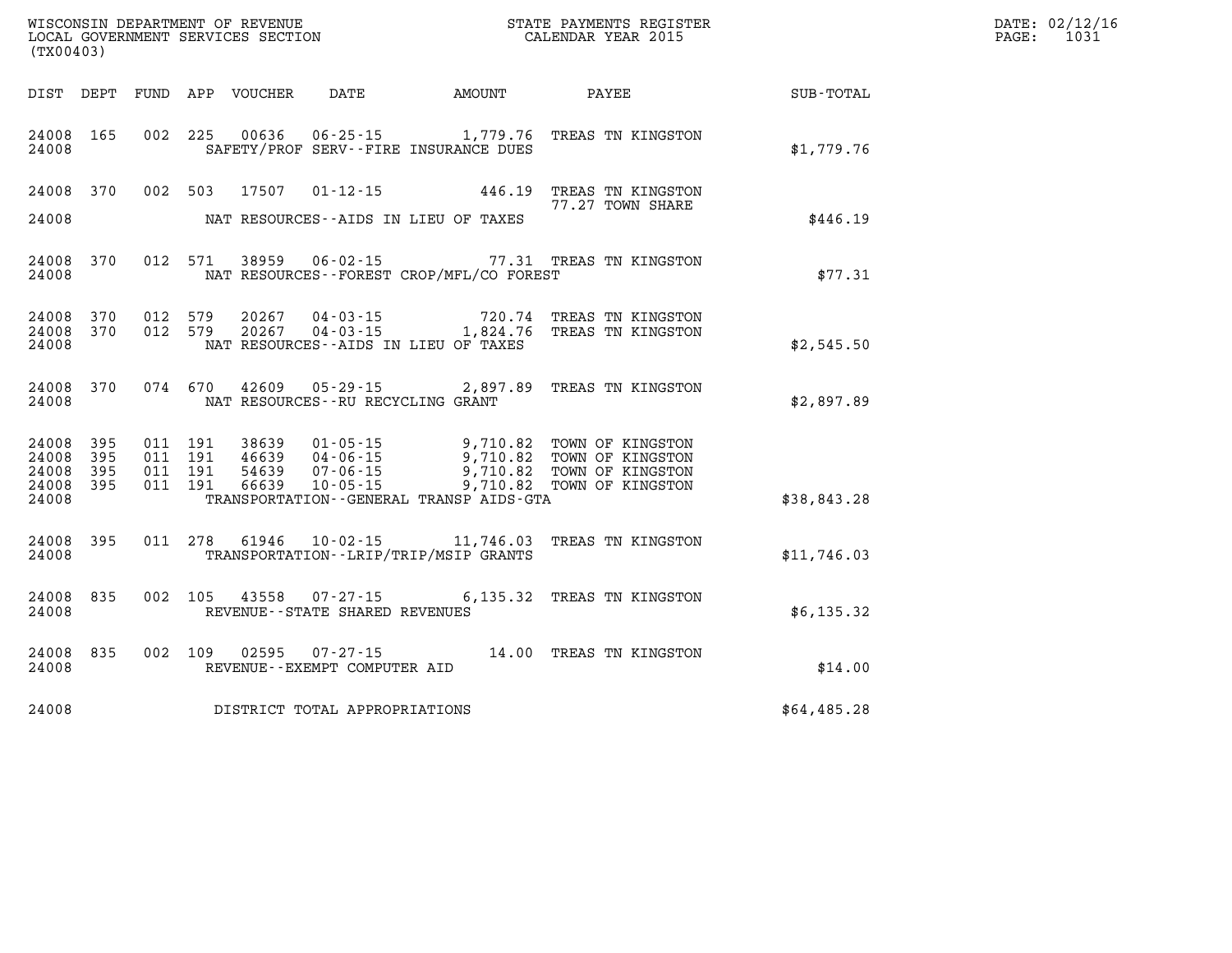WISCONSIN DEPARTMENT OF REVENUE
LOCAL GOVERNMENT SERVICES SECTION
(TX00403)

STATE PAYMENTS REGISTER
CALENDAR YEAR 2015

DATE: 02/12/16
PAGE: 1031

| DIST | DEPT | FUND | APP | VOUCHER | DATE | AMOUNT | PAYEE | SUB-TOTAL |
|---|---|---|---|---|---|---|---|---|
| 24008 | 165 | 002 | 225 | 00636 | 06-25-15 | 1,779.76 | TREAS TN KINGSTON | |
| 24008 | | | | | SAFETY/PROF SERV--FIRE INSURANCE DUES | | | $1,779.76 |
| 24008 | 370 | 002 | 503 | 17507 | 01-12-15 | 446.19 | TREAS TN KINGSTON<br>77.27 TOWN SHARE | |
| 24008 | | | | | NAT RESOURCES--AIDS IN LIEU OF TAXES | | | $446.19 |
| 24008 | 370 | 012 | 571 | 38959 | 06-02-15 | 77.31 | TREAS TN KINGSTON | |
| 24008 | | | | | NAT RESOURCES--FOREST CROP/MFL/CO FOREST | | | $77.31 |
| 24008 | 370 | 012 | 579 | 20267 | 04-03-15 | 720.74 | TREAS TN KINGSTON | |
| 24008 | 370 | 012 | 579 | 20267 | 04-03-15 | 1,824.76 | TREAS TN KINGSTON | |
| 24008 | | | | | NAT RESOURCES--AIDS IN LIEU OF TAXES | | | $2,545.50 |
| 24008 | 370 | 074 | 670 | 42609 | 05-29-15 | 2,897.89 | TREAS TN KINGSTON | |
| 24008 | | | | | NAT RESOURCES--RU RECYCLING GRANT | | | $2,897.89 |
| 24008 | 395 | 011 | 191 | 38639 | 01-05-15 | 9,710.82 | TOWN OF KINGSTON | |
| 24008 | 395 | 011 | 191 | 46639 | 04-06-15 | 9,710.82 | TOWN OF KINGSTON | |
| 24008 | 395 | 011 | 191 | 54639 | 07-06-15 | 9,710.82 | TOWN OF KINGSTON | |
| 24008 | 395 | 011 | 191 | 66639 | 10-05-15 | 9,710.82 | TOWN OF KINGSTON | |
| 24008 | | | | | TRANSPORTATION--GENERAL TRANSP AIDS-GTA | | | $38,843.28 |
| 24008 | 395 | 011 | 278 | 61946 | 10-02-15 | 11,746.03 | TREAS TN KINGSTON | |
| 24008 | | | | | TRANSPORTATION--LRIP/TRIP/MSIP GRANTS | | | $11,746.03 |
| 24008 | 835 | 002 | 105 | 43558 | 07-27-15 | 6,135.32 | TREAS TN KINGSTON | |
| 24008 | | | | | REVENUE--STATE SHARED REVENUES | | | $6,135.32 |
| 24008 | 835 | 002 | 109 | 02595 | 07-27-15 | 14.00 | TREAS TN KINGSTON | |
| 24008 | | | | | REVENUE--EXEMPT COMPUTER AID | | | $14.00 |
| 24008 | | | | | DISTRICT TOTAL APPROPRIATIONS | | | $64,485.28 |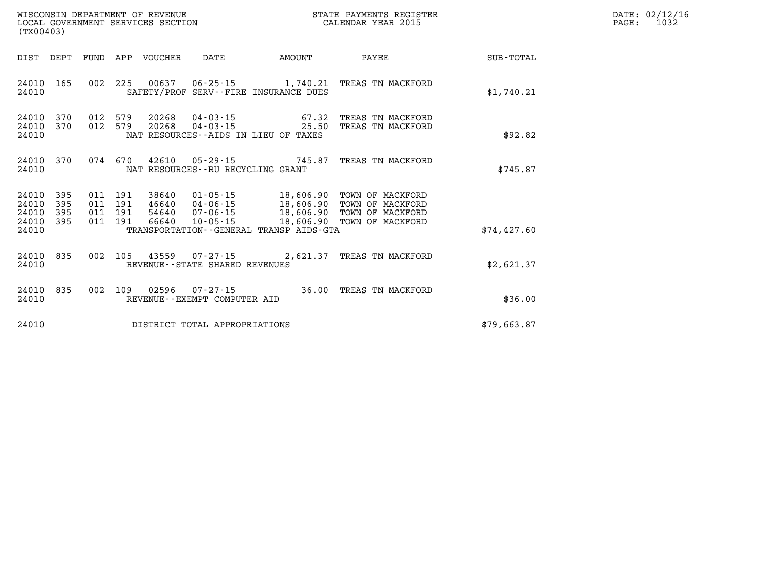WISCONSIN DEPARTMENT OF REVENUE
LOCAL GOVERNMENT SERVICES SECTION
(TX00403)

STATE PAYMENTS REGISTER
CALENDAR YEAR 2015

DATE: 02/12/16
PAGE: 1032

| DIST | DEPT | FUND | APP | VOUCHER | DATE | AMOUNT | PAYEE | SUB-TOTAL |
|---|---|---|---|---|---|---|---|---|
| 24010 | 165 | 002 | 225 | 00637 | 06-25-15 | 1,740.21 | TREAS TN MACKFORD | |
| 24010 | | | | SAFETY/PROF SERV--FIRE INSURANCE DUES | | | | $1,740.21 |
| 24010 | 370 | 012 | 579 | 20268 | 04-03-15 | 67.32 | TREAS TN MACKFORD | |
| 24010 | 370 | 012 | 579 | 20268 | 04-03-15 | 25.50 | TREAS TN MACKFORD | |
| 24010 | | | | NAT RESOURCES--AIDS IN LIEU OF TAXES | | | | $92.82 |
| 24010 | 370 | 074 | 670 | 42610 | 05-29-15 | 745.87 | TREAS TN MACKFORD | |
| 24010 | | | | NAT RESOURCES--RU RECYCLING GRANT | | | | $745.87 |
| 24010 | 395 | 011 | 191 | 38640 | 01-05-15 | 18,606.90 | TOWN OF MACKFORD | |
| 24010 | 395 | 011 | 191 | 46640 | 04-06-15 | 18,606.90 | TOWN OF MACKFORD | |
| 24010 | 395 | 011 | 191 | 54640 | 07-06-15 | 18,606.90 | TOWN OF MACKFORD | |
| 24010 | 395 | 011 | 191 | 66640 | 10-05-15 | 18,606.90 | TOWN OF MACKFORD | |
| 24010 | | | | TRANSPORTATION--GENERAL TRANSP AIDS-GTA | | | | $74,427.60 |
| 24010 | 835 | 002 | 105 | 43559 | 07-27-15 | 2,621.37 | TREAS TN MACKFORD | |
| 24010 | | | | REVENUE--STATE SHARED REVENUES | | | | $2,621.37 |
| 24010 | 835 | 002 | 109 | 02596 | 07-27-15 | 36.00 | TREAS TN MACKFORD | |
| 24010 | | | | REVENUE--EXEMPT COMPUTER AID | | | | $36.00 |
| 24010 | | | | DISTRICT TOTAL APPROPRIATIONS | | | | $79,663.87 |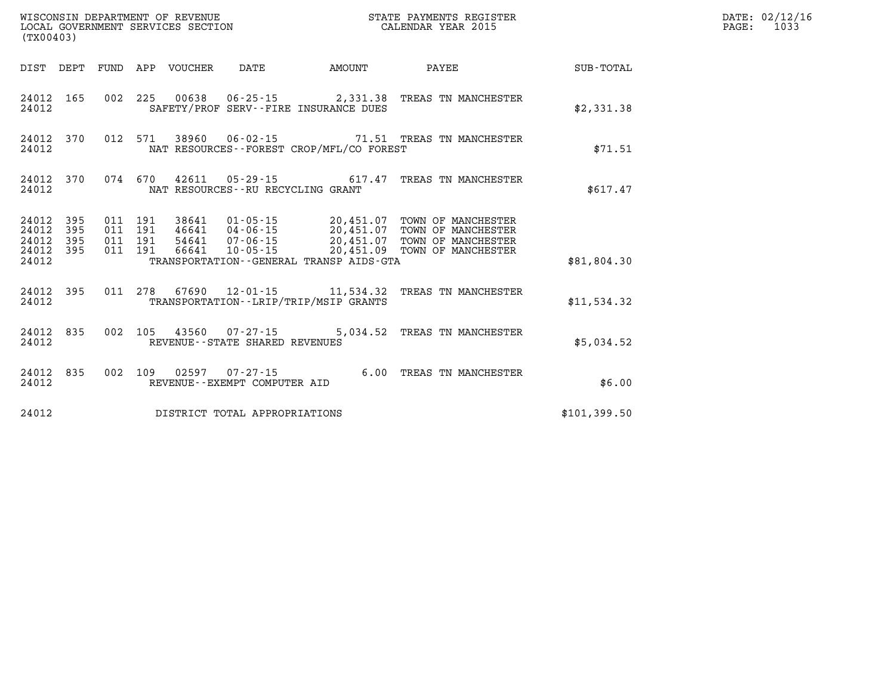WISCONSIN DEPARTMENT OF REVENUE
LOCAL GOVERNMENT SERVICES SECTION
(TX00403)

STATE PAYMENTS REGISTER
CALENDAR YEAR 2015

DATE: 02/12/16
PAGE: 1033

| DIST | DEPT | FUND | APP | VOUCHER | DATE | AMOUNT | PAYEE | SUB-TOTAL |
|---|---|---|---|---|---|---|---|---|
| 24012 | 165 | 002 | 225 | 00638 | 06-25-15 | 2,331.38 | TREAS TN MANCHESTER | |
| 24012 | | | | | SAFETY/PROF SERV--FIRE INSURANCE DUES | | | $2,331.38 |
| 24012 | 370 | 012 | 571 | 38960 | 06-02-15 | 71.51 | TREAS TN MANCHESTER | |
| 24012 | | | | | NAT RESOURCES--FOREST CROP/MFL/CO FOREST | | | $71.51 |
| 24012 | 370 | 074 | 670 | 42611 | 05-29-15 | 617.47 | TREAS TN MANCHESTER | |
| 24012 | | | | | NAT RESOURCES--RU RECYCLING GRANT | | | $617.47 |
| 24012 | 395 | 011 | 191 | 38641 | 01-05-15 | 20,451.07 | TOWN OF MANCHESTER | |
| 24012 | 395 | 011 | 191 | 46641 | 04-06-15 | 20,451.07 | TOWN OF MANCHESTER | |
| 24012 | 395 | 011 | 191 | 54641 | 07-06-15 | 20,451.07 | TOWN OF MANCHESTER | |
| 24012 | 395 | 011 | 191 | 66641 | 10-05-15 | 20,451.09 | TOWN OF MANCHESTER | |
| 24012 | | | | | TRANSPORTATION--GENERAL TRANSP AIDS-GTA | | | $81,804.30 |
| 24012 | 395 | 011 | 278 | 67690 | 12-01-15 | 11,534.32 | TREAS TN MANCHESTER | |
| 24012 | | | | | TRANSPORTATION--LRIP/TRIP/MSIP GRANTS | | | $11,534.32 |
| 24012 | 835 | 002 | 105 | 43560 | 07-27-15 | 5,034.52 | TREAS TN MANCHESTER | |
| 24012 | | | | | REVENUE--STATE SHARED REVENUES | | | $5,034.52 |
| 24012 | 835 | 002 | 109 | 02597 | 07-27-15 | 6.00 | TREAS TN MANCHESTER | |
| 24012 | | | | | REVENUE--EXEMPT COMPUTER AID | | | $6.00 |
| 24012 | | | | | DISTRICT TOTAL APPROPRIATIONS | | | $101,399.50 |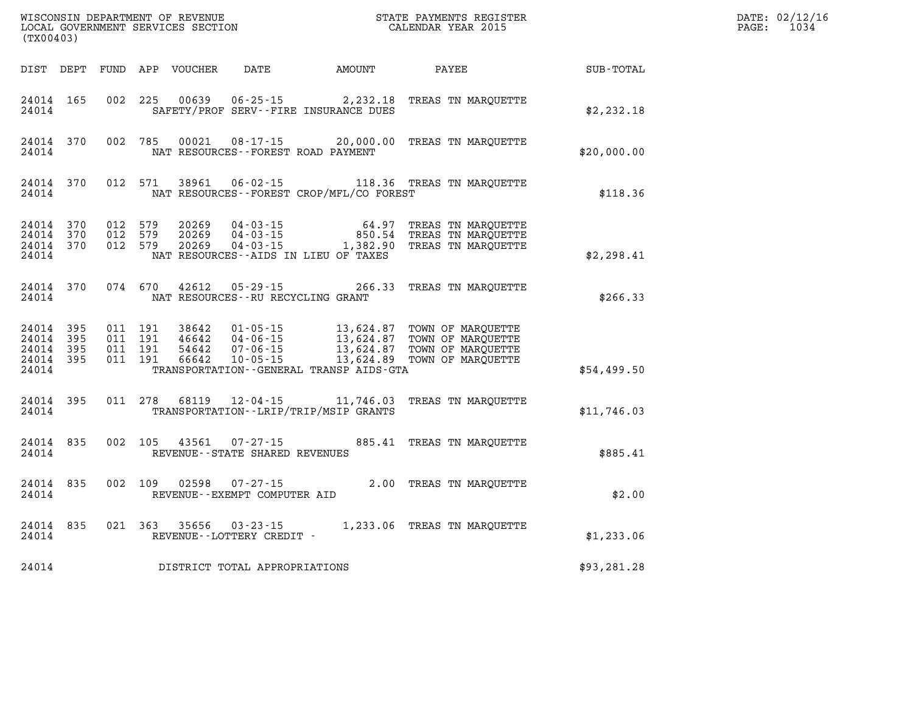WISCONSIN DEPARTMENT OF REVENUE
LOCAL GOVERNMENT SERVICES SECTION
(TX00403)

STATE PAYMENTS REGISTER
CALENDAR YEAR 2015

DATE: 02/12/16
PAGE: 1034

| DIST | DEPT | FUND | APP | VOUCHER | DATE | AMOUNT | PAYEE | SUB-TOTAL |
|---|---|---|---|---|---|---|---|---|
| 24014 | 165 | 002 | 225 | 00639 | 06-25-15 | 2,232.18 | TREAS TN MARQUETTE | |
| 24014 | | | | SAFETY/PROF SERV--FIRE INSURANCE DUES | | | | $2,232.18 |
| 24014 | 370 | 002 | 785 | 00021 | 08-17-15 | 20,000.00 | TREAS TN MARQUETTE | |
| 24014 | | | | NAT RESOURCES--FOREST ROAD PAYMENT | | | | $20,000.00 |
| 24014 | 370 | 012 | 571 | 38961 | 06-02-15 | 118.36 | TREAS TN MARQUETTE | |
| 24014 | | | | NAT RESOURCES--FOREST CROP/MFL/CO FOREST | | | | $118.36 |
| 24014 | 370 | 012 | 579 | 20269 | 04-03-15 | 64.97 | TREAS TN MARQUETTE | |
| 24014 | 370 | 012 | 579 | 20269 | 04-03-15 | 850.54 | TREAS TN MARQUETTE | |
| 24014 | 370 | 012 | 579 | 20269 | 04-03-15 | 1,382.90 | TREAS TN MARQUETTE | |
| 24014 | | | | NAT RESOURCES--AIDS IN LIEU OF TAXES | | | | $2,298.41 |
| 24014 | 370 | 074 | 670 | 42612 | 05-29-15 | 266.33 | TREAS TN MARQUETTE | |
| 24014 | | | | NAT RESOURCES--RU RECYCLING GRANT | | | | $266.33 |
| 24014 | 395 | 011 | 191 | 38642 | 01-05-15 | 13,624.87 | TOWN OF MARQUETTE | |
| 24014 | 395 | 011 | 191 | 46642 | 04-06-15 | 13,624.87 | TOWN OF MARQUETTE | |
| 24014 | 395 | 011 | 191 | 54642 | 07-06-15 | 13,624.87 | TOWN OF MARQUETTE | |
| 24014 | 395 | 011 | 191 | 66642 | 10-05-15 | 13,624.89 | TOWN OF MARQUETTE | |
| 24014 | | | | TRANSPORTATION--GENERAL TRANSP AIDS-GTA | | | | $54,499.50 |
| 24014 | 395 | 011 | 278 | 68119 | 12-04-15 | 11,746.03 | TREAS TN MARQUETTE | |
| 24014 | | | | TRANSPORTATION--LRIP/TRIP/MSIP GRANTS | | | | $11,746.03 |
| 24014 | 835 | 002 | 105 | 43561 | 07-27-15 | 885.41 | TREAS TN MARQUETTE | |
| 24014 | | | | REVENUE--STATE SHARED REVENUES | | | | $885.41 |
| 24014 | 835 | 002 | 109 | 02598 | 07-27-15 | 2.00 | TREAS TN MARQUETTE | |
| 24014 | | | | REVENUE--EXEMPT COMPUTER AID | | | | $2.00 |
| 24014 | 835 | 021 | 363 | 35656 | 03-23-15 | 1,233.06 | TREAS TN MARQUETTE | |
| 24014 | | | | REVENUE--LOTTERY CREDIT - | | | | $1,233.06 |
| 24014 | | | | DISTRICT TOTAL APPROPRIATIONS | | | | $93,281.28 |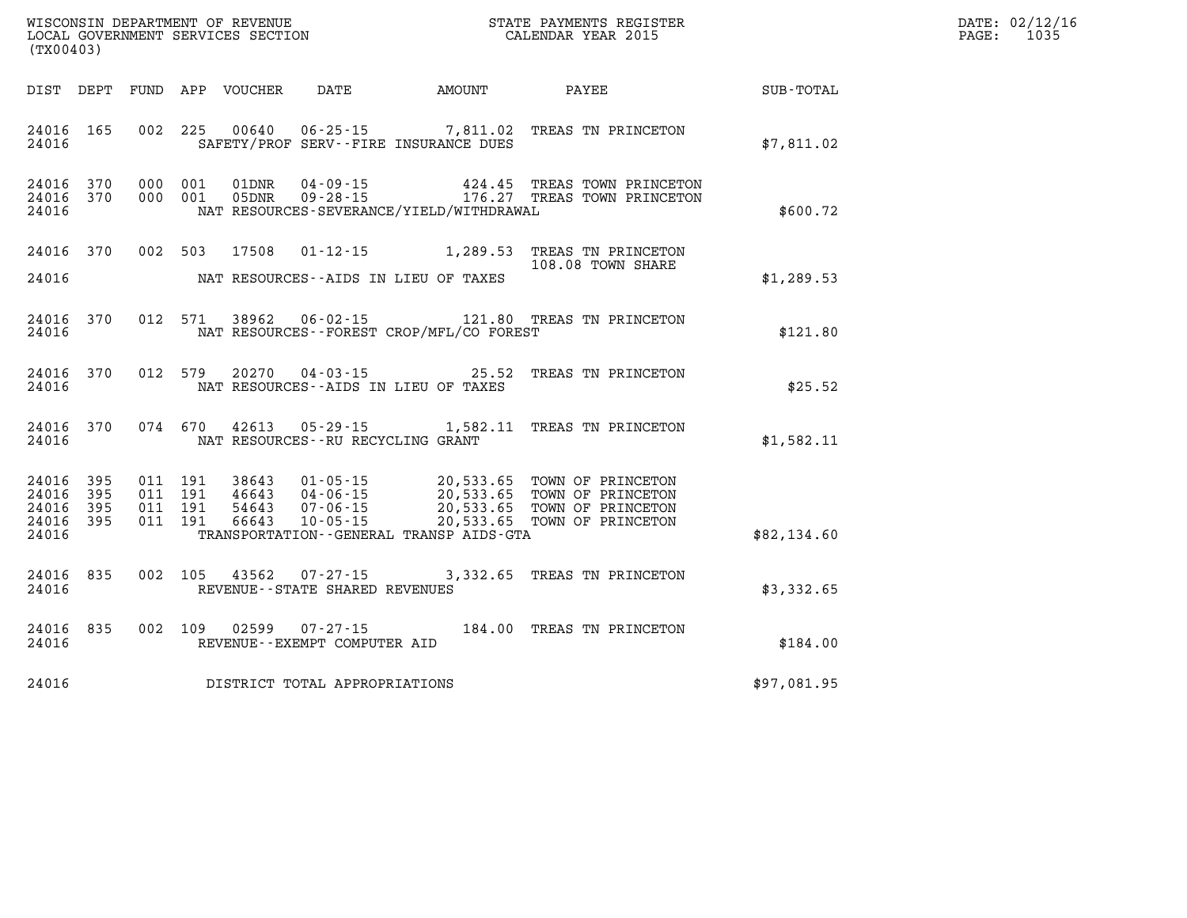WISCONSIN DEPARTMENT OF REVENUE
LOCAL GOVERNMENT SERVICES SECTION
(TX00403)

STATE PAYMENTS REGISTER
CALENDAR YEAR 2015

DATE: 02/12/16
PAGE: 1035

| DIST | DEPT | FUND | APP | VOUCHER | DATE | AMOUNT | PAYEE | SUB-TOTAL |
|---|---|---|---|---|---|---|---|---|
| 24016 | 165 | 002 | 225 | 00640 | 06-25-15 | 7,811.02 | TREAS TN PRINCETON | |
| 24016 | | | | | SAFETY/PROF SERV--FIRE INSURANCE DUES | | | $7,811.02 |
| 24016 | 370 | 000 | 001 | 01DNR | 04-09-15 | 424.45 | TREAS TOWN PRINCETON | |
| 24016 | 370 | 000 | 001 | 05DNR | 09-28-15 | 176.27 | TREAS TOWN PRINCETON | |
| 24016 | | | | | NAT RESOURCES-SEVERANCE/YIELD/WITHDRAWAL | | | $600.72 |
| 24016 | 370 | 002 | 503 | 17508 | 01-12-15 | 1,289.53 | TREAS TN PRINCETON 108.08 TOWN SHARE | |
| 24016 | | | | | NAT RESOURCES--AIDS IN LIEU OF TAXES | | | $1,289.53 |
| 24016 | 370 | 012 | 571 | 38962 | 06-02-15 | 121.80 | TREAS TN PRINCETON | |
| 24016 | | | | | NAT RESOURCES--FOREST CROP/MFL/CO FOREST | | | $121.80 |
| 24016 | 370 | 012 | 579 | 20270 | 04-03-15 | 25.52 | TREAS TN PRINCETON | |
| 24016 | | | | | NAT RESOURCES--AIDS IN LIEU OF TAXES | | | $25.52 |
| 24016 | 370 | 074 | 670 | 42613 | 05-29-15 | 1,582.11 | TREAS TN PRINCETON | |
| 24016 | | | | | NAT RESOURCES--RU RECYCLING GRANT | | | $1,582.11 |
| 24016 | 395 | 011 | 191 | 38643 | 01-05-15 | 20,533.65 | TOWN OF PRINCETON | |
| 24016 | 395 | 011 | 191 | 46643 | 04-06-15 | 20,533.65 | TOWN OF PRINCETON | |
| 24016 | 395 | 011 | 191 | 54643 | 07-06-15 | 20,533.65 | TOWN OF PRINCETON | |
| 24016 | 395 | 011 | 191 | 66643 | 10-05-15 | 20,533.65 | TOWN OF PRINCETON | |
| 24016 | | | | | TRANSPORTATION--GENERAL TRANSP AIDS-GTA | | | $82,134.60 |
| 24016 | 835 | 002 | 105 | 43562 | 07-27-15 | 3,332.65 | TREAS TN PRINCETON | |
| 24016 | | | | | REVENUE--STATE SHARED REVENUES | | | $3,332.65 |
| 24016 | 835 | 002 | 109 | 02599 | 07-27-15 | 184.00 | TREAS TN PRINCETON | |
| 24016 | | | | | REVENUE--EXEMPT COMPUTER AID | | | $184.00 |
| 24016 | | | | | DISTRICT TOTAL APPROPRIATIONS | | | $97,081.95 |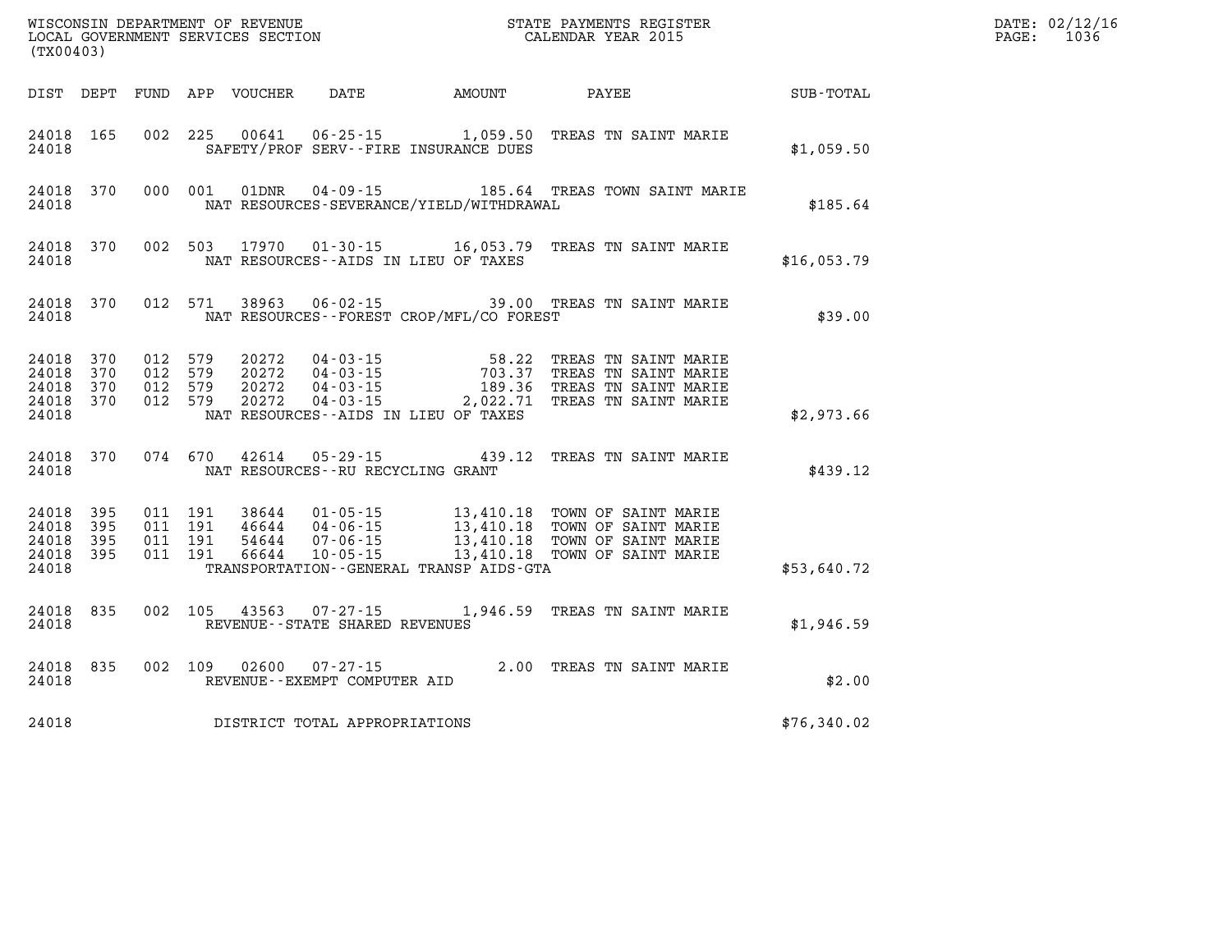WISCONSIN DEPARTMENT OF REVENUE
LOCAL GOVERNMENT SERVICES SECTION
(TX00403)

STATE PAYMENTS REGISTER
CALENDAR YEAR 2015

DATE: 02/12/16
PAGE: 1036

| DIST | DEPT | FUND | APP | VOUCHER | DATE | AMOUNT | PAYEE | SUB-TOTAL |
|---|---|---|---|---|---|---|---|---|
| 24018 | 165 | 002 | 225 | 00641 | 06-25-15 | 1,059.50 | TREAS TN SAINT MARIE | |
| 24018 | | | | | SAFETY/PROF SERV--FIRE INSURANCE DUES | | | $1,059.50 |
| 24018 | 370 | 000 | 001 | 01DNR | 04-09-15 | 185.64 | TREAS TOWN SAINT MARIE | |
| 24018 | | | | | NAT RESOURCES-SEVERANCE/YIELD/WITHDRAWAL | | | $185.64 |
| 24018 | 370 | 002 | 503 | 17970 | 01-30-15 | 16,053.79 | TREAS TN SAINT MARIE | |
| 24018 | | | | | NAT RESOURCES--AIDS IN LIEU OF TAXES | | | $16,053.79 |
| 24018 | 370 | 012 | 571 | 38963 | 06-02-15 | 39.00 | TREAS TN SAINT MARIE | |
| 24018 | | | | | NAT RESOURCES--FOREST CROP/MFL/CO FOREST | | | $39.00 |
| 24018 | 370 | 012 | 579 | 20272 | 04-03-15 | 58.22 | TREAS TN SAINT MARIE | |
| 24018 | 370 | 012 | 579 | 20272 | 04-03-15 | 703.37 | TREAS TN SAINT MARIE | |
| 24018 | 370 | 012 | 579 | 20272 | 04-03-15 | 189.36 | TREAS TN SAINT MARIE | |
| 24018 | 370 | 012 | 579 | 20272 | 04-03-15 | 2,022.71 | TREAS TN SAINT MARIE | |
| 24018 | | | | | NAT RESOURCES--AIDS IN LIEU OF TAXES | | | $2,973.66 |
| 24018 | 370 | 074 | 670 | 42614 | 05-29-15 | 439.12 | TREAS TN SAINT MARIE | |
| 24018 | | | | | NAT RESOURCES--RU RECYCLING GRANT | | | $439.12 |
| 24018 | 395 | 011 | 191 | 38644 | 01-05-15 | 13,410.18 | TOWN OF SAINT MARIE | |
| 24018 | 395 | 011 | 191 | 46644 | 04-06-15 | 13,410.18 | TOWN OF SAINT MARIE | |
| 24018 | 395 | 011 | 191 | 54644 | 07-06-15 | 13,410.18 | TOWN OF SAINT MARIE | |
| 24018 | 395 | 011 | 191 | 66644 | 10-05-15 | 13,410.18 | TOWN OF SAINT MARIE | |
| 24018 | | | | | TRANSPORTATION--GENERAL TRANSP AIDS-GTA | | | $53,640.72 |
| 24018 | 835 | 002 | 105 | 43563 | 07-27-15 | 1,946.59 | TREAS TN SAINT MARIE | |
| 24018 | | | | | REVENUE--STATE SHARED REVENUES | | | $1,946.59 |
| 24018 | 835 | 002 | 109 | 02600 | 07-27-15 | 2.00 | TREAS TN SAINT MARIE | |
| 24018 | | | | | REVENUE--EXEMPT COMPUTER AID | | | $2.00 |
| 24018 | | | | | DISTRICT TOTAL APPROPRIATIONS | | | $76,340.02 |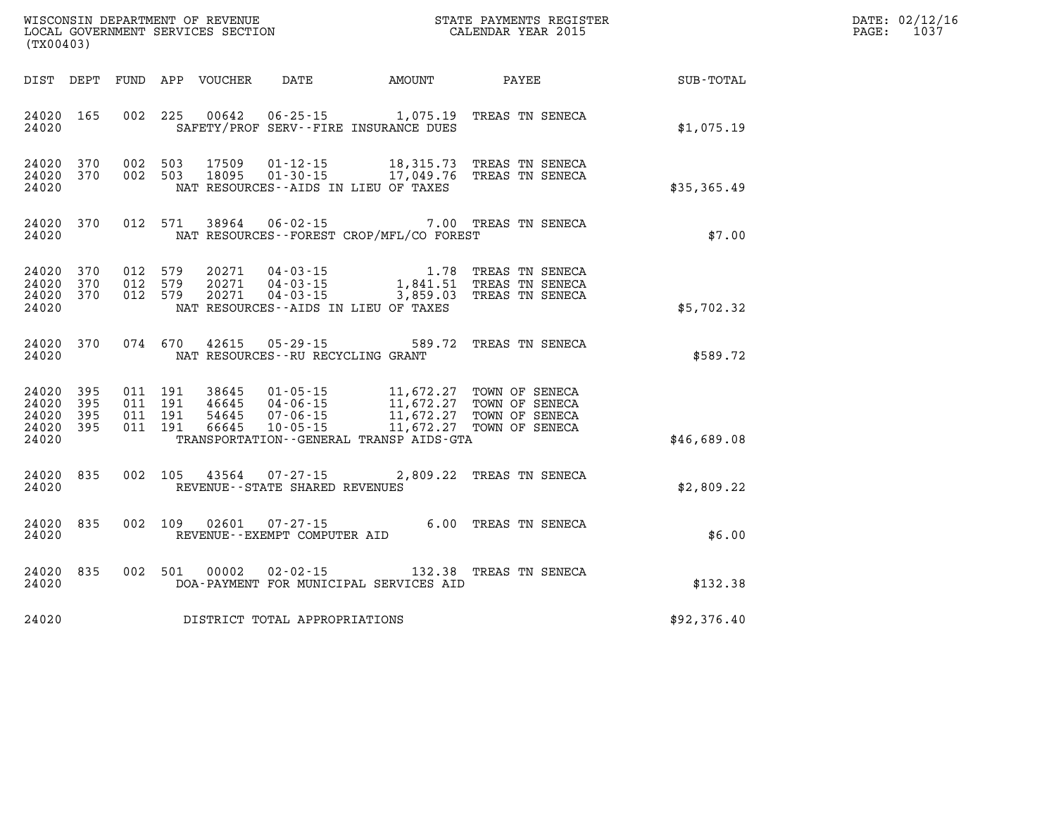WISCONSIN DEPARTMENT OF REVENUE
LOCAL GOVERNMENT SERVICES SECTION
(TX00403)

STATE PAYMENTS REGISTER
CALENDAR YEAR 2015

DATE: 02/12/16
PAGE: 1037

| DIST | DEPT | FUND | APP | VOUCHER | DATE | AMOUNT | PAYEE | SUB-TOTAL |
|---|---|---|---|---|---|---|---|---|
| 24020 | 165 | 002 | 225 | 00642 | 06-25-15 | 1,075.19 | TREAS TN SENECA | |
| 24020 | | | | SAFETY/PROF SERV--FIRE INSURANCE DUES | | | | $1,075.19 |
| 24020 | 370 | 002 | 503 | 17509 | 01-12-15 | 18,315.73 | TREAS TN SENECA | |
| 24020 | 370 | 002 | 503 | 18095 | 01-30-15 | 17,049.76 | TREAS TN SENECA | |
| 24020 | | | | NAT RESOURCES--AIDS IN LIEU OF TAXES | | | | $35,365.49 |
| 24020 | 370 | 012 | 571 | 38964 | 06-02-15 | 7.00 | TREAS TN SENECA | |
| 24020 | | | | NAT RESOURCES--FOREST CROP/MFL/CO FOREST | | | | $7.00 |
| 24020 | 370 | 012 | 579 | 20271 | 04-03-15 | 1.78 | TREAS TN SENECA | |
| 24020 | 370 | 012 | 579 | 20271 | 04-03-15 | 1,841.51 | TREAS TN SENECA | |
| 24020 | 370 | 012 | 579 | 20271 | 04-03-15 | 3,859.03 | TREAS TN SENECA | |
| 24020 | | | | NAT RESOURCES--AIDS IN LIEU OF TAXES | | | | $5,702.32 |
| 24020 | 370 | 074 | 670 | 42615 | 05-29-15 | 589.72 | TREAS TN SENECA | |
| 24020 | | | | NAT RESOURCES--RU RECYCLING GRANT | | | | $589.72 |
| 24020 | 395 | 011 | 191 | 38645 | 01-05-15 | 11,672.27 | TOWN OF SENECA | |
| 24020 | 395 | 011 | 191 | 46645 | 04-06-15 | 11,672.27 | TOWN OF SENECA | |
| 24020 | 395 | 011 | 191 | 54645 | 07-06-15 | 11,672.27 | TOWN OF SENECA | |
| 24020 | 395 | 011 | 191 | 66645 | 10-05-15 | 11,672.27 | TOWN OF SENECA | |
| 24020 | | | | TRANSPORTATION--GENERAL TRANSP AIDS-GTA | | | | $46,689.08 |
| 24020 | 835 | 002 | 105 | 43564 | 07-27-15 | 2,809.22 | TREAS TN SENECA | |
| 24020 | | | | REVENUE--STATE SHARED REVENUES | | | | $2,809.22 |
| 24020 | 835 | 002 | 109 | 02601 | 07-27-15 | 6.00 | TREAS TN SENECA | |
| 24020 | | | | REVENUE--EXEMPT COMPUTER AID | | | | $6.00 |
| 24020 | 835 | 002 | 501 | 00002 | 02-02-15 | 132.38 | TREAS TN SENECA | |
| 24020 | | | | DOA-PAYMENT FOR MUNICIPAL SERVICES AID | | | | $132.38 |
| 24020 | | | | DISTRICT TOTAL APPROPRIATIONS | | | | $92,376.40 |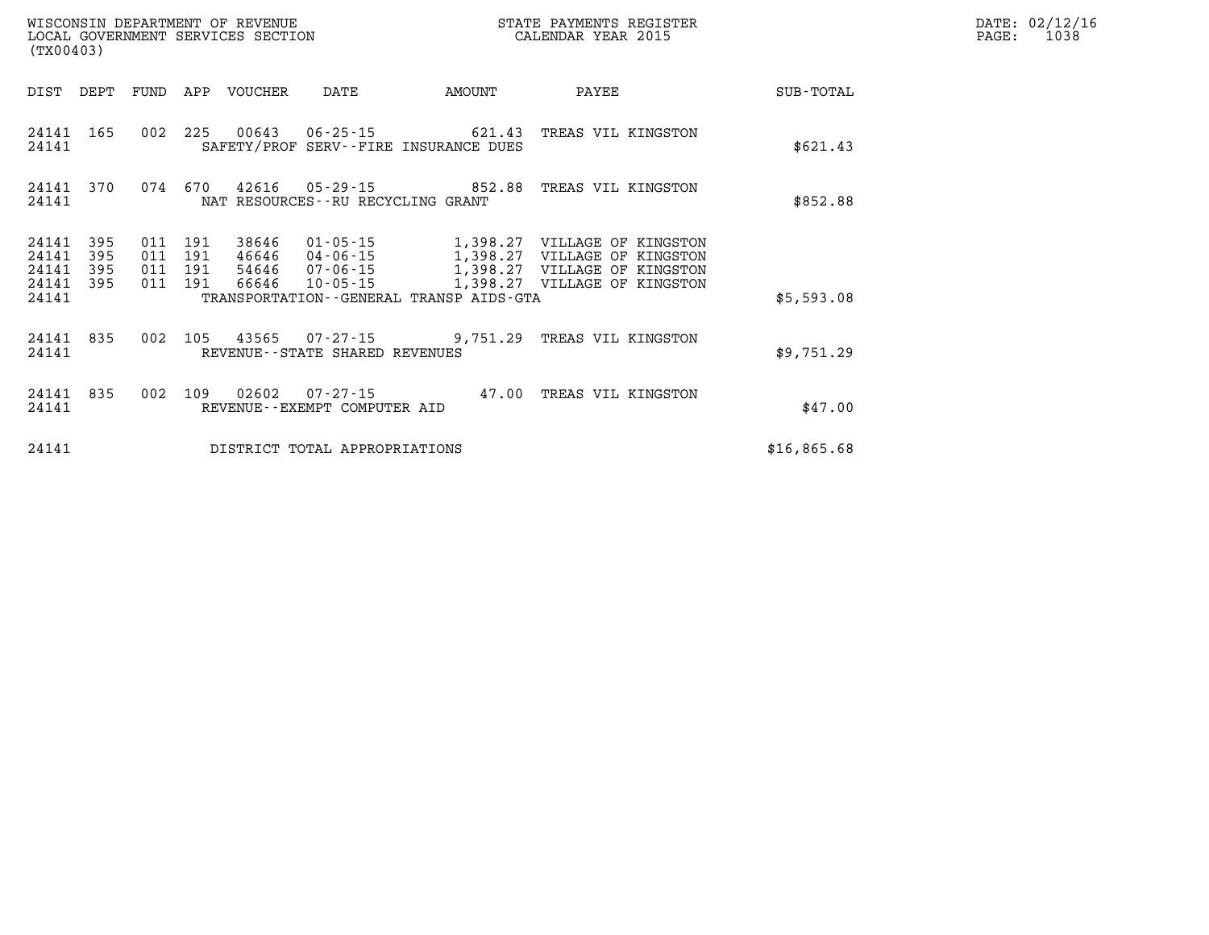WISCONSIN DEPARTMENT OF REVENUE
LOCAL GOVERNMENT SERVICES SECTION
(TX00403)

STATE PAYMENTS REGISTER
CALENDAR YEAR 2015

| DIST | DEPT | FUND | APP | VOUCHER | DATE | AMOUNT | PAYEE | SUB-TOTAL |
|---|---|---|---|---|---|---|---|---|
| 24141 | 165 | 002 | 225 | 00643 | 06-25-15 | 621.43 | TREAS VIL KINGSTON | |
| 24141 | | | | SAFETY/PROF SERV--FIRE INSURANCE DUES | | | | $621.43 |
| 24141 | 370 | 074 | 670 | 42616 | 05-29-15 | 852.88 | TREAS VIL KINGSTON | |
| 24141 | | | | NAT RESOURCES--RU RECYCLING GRANT | | | | $852.88 |
| 24141 | 395 | 011 | 191 | 38646 | 01-05-15 | 1,398.27 | VILLAGE OF KINGSTON | |
| 24141 | 395 | 011 | 191 | 46646 | 04-06-15 | 1,398.27 | VILLAGE OF KINGSTON | |
| 24141 | 395 | 011 | 191 | 54646 | 07-06-15 | 1,398.27 | VILLAGE OF KINGSTON | |
| 24141 | 395 | 011 | 191 | 66646 | 10-05-15 | 1,398.27 | VILLAGE OF KINGSTON | |
| 24141 | | | | TRANSPORTATION--GENERAL TRANSP AIDS-GTA | | | | $5,593.08 |
| 24141 | 835 | 002 | 105 | 43565 | 07-27-15 | 9,751.29 | TREAS VIL KINGSTON | |
| 24141 | | | | REVENUE--STATE SHARED REVENUES | | | | $9,751.29 |
| 24141 | 835 | 002 | 109 | 02602 | 07-27-15 | 47.00 | TREAS VIL KINGSTON | |
| 24141 | | | | REVENUE--EXEMPT COMPUTER AID | | | | $47.00 |
| 24141 | | | | DISTRICT TOTAL APPROPRIATIONS | | | | $16,865.68 |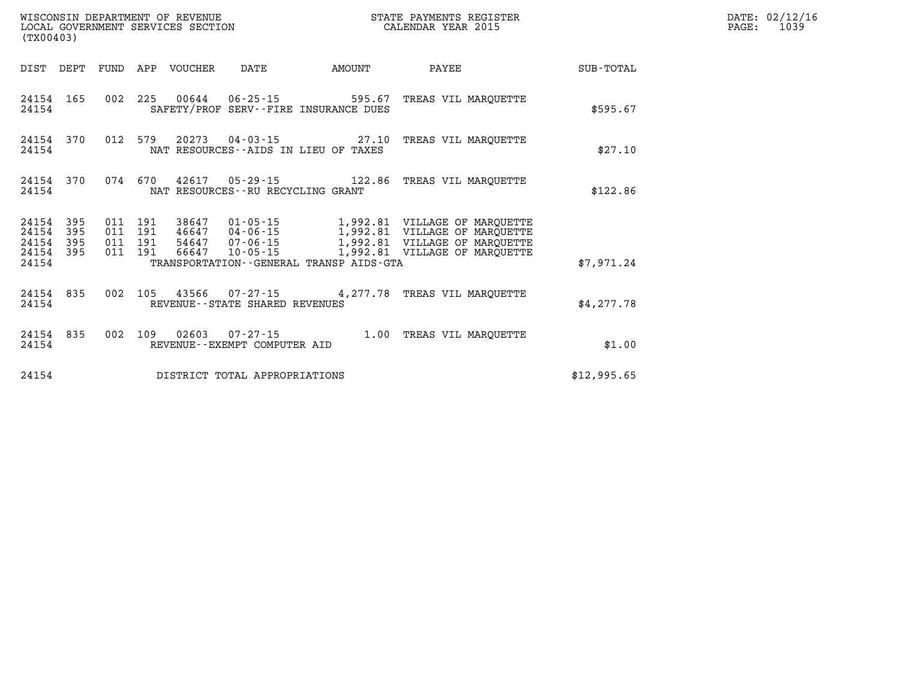WISCONSIN DEPARTMENT OF REVENUE
LOCAL GOVERNMENT SERVICES SECTION
(TX00403)

STATE PAYMENTS REGISTER
CALENDAR YEAR 2015

DATE: 02/12/16
PAGE: 1039

| DIST | DEPT | FUND | APP | VOUCHER | DATE | AMOUNT | PAYEE | SUB-TOTAL |
|---|---|---|---|---|---|---|---|---|
| 24154 | 165 | 002 | 225 | 00644 | 06-25-15 | 595.67 | TREAS VIL MARQUETTE | |
| 24154 | | | | SAFETY/PROF SERV--FIRE INSURANCE DUES | | | | $595.67 |
| 24154 | 370 | 012 | 579 | 20273 | 04-03-15 | 27.10 | TREAS VIL MARQUETTE | |
| 24154 | | | | NAT RESOURCES--AIDS IN LIEU OF TAXES | | | | $27.10 |
| 24154 | 370 | 074 | 670 | 42617 | 05-29-15 | 122.86 | TREAS VIL MARQUETTE | |
| 24154 | | | | NAT RESOURCES--RU RECYCLING GRANT | | | | $122.86 |
| 24154 | 395 | 011 | 191 | 38647 | 01-05-15 | 1,992.81 | VILLAGE OF MARQUETTE | |
| 24154 | 395 | 011 | 191 | 46647 | 04-06-15 | 1,992.81 | VILLAGE OF MARQUETTE | |
| 24154 | 395 | 011 | 191 | 54647 | 07-06-15 | 1,992.81 | VILLAGE OF MARQUETTE | |
| 24154 | 395 | 011 | 191 | 66647 | 10-05-15 | 1,992.81 | VILLAGE OF MARQUETTE | |
| 24154 | | | | TRANSPORTATION--GENERAL TRANSP AIDS-GTA | | | | $7,971.24 |
| 24154 | 835 | 002 | 105 | 43566 | 07-27-15 | 4,277.78 | TREAS VIL MARQUETTE | |
| 24154 | | | | REVENUE--STATE SHARED REVENUES | | | | $4,277.78 |
| 24154 | 835 | 002 | 109 | 02603 | 07-27-15 | 1.00 | TREAS VIL MARQUETTE | |
| 24154 | | | | REVENUE--EXEMPT COMPUTER AID | | | | $1.00 |
| 24154 | | | | DISTRICT TOTAL APPROPRIATIONS | | | | $12,995.65 |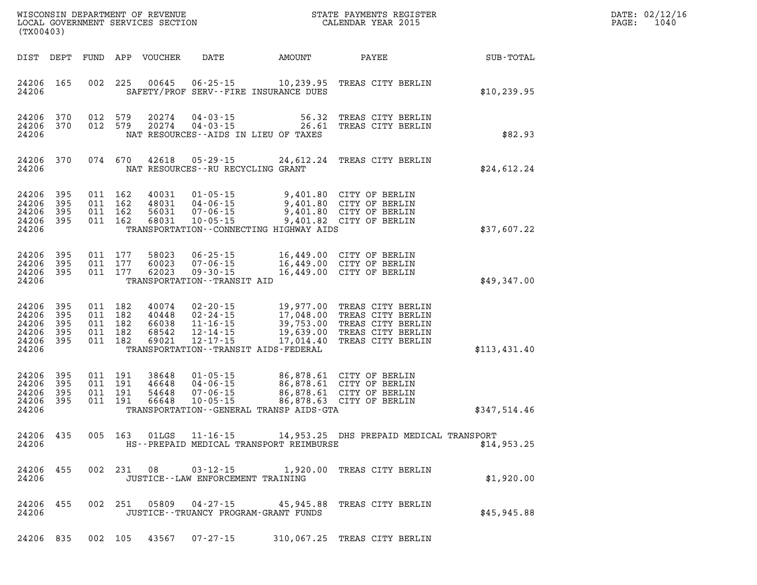WISCONSIN DEPARTMENT OF REVENUE
LOCAL GOVERNMENT SERVICES SECTION
(TX00403)

STATE PAYMENTS REGISTER
CALENDAR YEAR 2015

DATE: 02/12/16
PAGE: 1040

| DIST | DEPT | FUND | APP | VOUCHER | DATE | AMOUNT | PAYEE | SUB-TOTAL |
|---|---|---|---|---|---|---|---|---|
| 24206 | 165 | 002 | 225 | 00645 | 06-25-15 | 10,239.95 | TREAS CITY BERLIN | |
| 24206 | | | | | SAFETY/PROF SERV--FIRE INSURANCE DUES | | | $10,239.95 |
| 24206 | 370 | 012 | 579 | 20274 | 04-03-15 | 56.32 | TREAS CITY BERLIN | |
| 24206 | 370 | 012 | 579 | 20274 | 04-03-15 | 26.61 | TREAS CITY BERLIN | |
| 24206 | | | | | NAT RESOURCES--AIDS IN LIEU OF TAXES | | | $82.93 |
| 24206 | 370 | 074 | 670 | 42618 | 05-29-15 | 24,612.24 | TREAS CITY BERLIN | |
| 24206 | | | | | NAT RESOURCES--RU RECYCLING GRANT | | | $24,612.24 |
| 24206 | 395 | 011 | 162 | 40031 | 01-05-15 | 9,401.80 | CITY OF BERLIN | |
| 24206 | 395 | 011 | 162 | 48031 | 04-06-15 | 9,401.80 | CITY OF BERLIN | |
| 24206 | 395 | 011 | 162 | 56031 | 07-06-15 | 9,401.80 | CITY OF BERLIN | |
| 24206 | 395 | 011 | 162 | 68031 | 10-05-15 | 9,401.82 | CITY OF BERLIN | |
| 24206 | | | | | TRANSPORTATION--CONNECTING HIGHWAY AIDS | | | $37,607.22 |
| 24206 | 395 | 011 | 177 | 58023 | 06-25-15 | 16,449.00 | CITY OF BERLIN | |
| 24206 | 395 | 011 | 177 | 60023 | 07-06-15 | 16,449.00 | CITY OF BERLIN | |
| 24206 | 395 | 011 | 177 | 62023 | 09-30-15 | 16,449.00 | CITY OF BERLIN | |
| 24206 | | | | | TRANSPORTATION--TRANSIT AID | | | $49,347.00 |
| 24206 | 395 | 011 | 182 | 40074 | 02-20-15 | 19,977.00 | TREAS CITY BERLIN | |
| 24206 | 395 | 011 | 182 | 40448 | 02-24-15 | 17,048.00 | TREAS CITY BERLIN | |
| 24206 | 395 | 011 | 182 | 66038 | 11-16-15 | 39,753.00 | TREAS CITY BERLIN | |
| 24206 | 395 | 011 | 182 | 68542 | 12-14-15 | 19,639.00 | TREAS CITY BERLIN | |
| 24206 | 395 | 011 | 182 | 69021 | 12-17-15 | 17,014.40 | TREAS CITY BERLIN | |
| 24206 | | | | | TRANSPORTATION--TRANSIT AIDS-FEDERAL | | | $113,431.40 |
| 24206 | 395 | 011 | 191 | 38648 | 01-05-15 | 86,878.61 | CITY OF BERLIN | |
| 24206 | 395 | 011 | 191 | 46648 | 04-06-15 | 86,878.61 | CITY OF BERLIN | |
| 24206 | 395 | 011 | 191 | 54648 | 07-06-15 | 86,878.61 | CITY OF BERLIN | |
| 24206 | 395 | 011 | 191 | 66648 | 10-05-15 | 86,878.63 | CITY OF BERLIN | |
| 24206 | | | | | TRANSPORTATION--GENERAL TRANSP AIDS-GTA | | | $347,514.46 |
| 24206 | 435 | 005 | 163 | 01LGS | 11-16-15 | 14,953.25 | DHS PREPAID MEDICAL TRANSPORT | |
| 24206 | | | | | HS--PREPAID MEDICAL TRANSPORT REIMBURSE | | | $14,953.25 |
| 24206 | 455 | 002 | 231 | 08 | 03-12-15 | 1,920.00 | TREAS CITY BERLIN | |
| 24206 | | | | | JUSTICE--LAW ENFORCEMENT TRAINING | | | $1,920.00 |
| 24206 | 455 | 002 | 251 | 05809 | 04-27-15 | 45,945.88 | TREAS CITY BERLIN | |
| 24206 | | | | | JUSTICE--TRUANCY PROGRAM-GRANT FUNDS | | | $45,945.88 |
| 24206 | 835 | 002 | 105 | 43567 | 07-27-15 | 310,067.25 | TREAS CITY BERLIN | |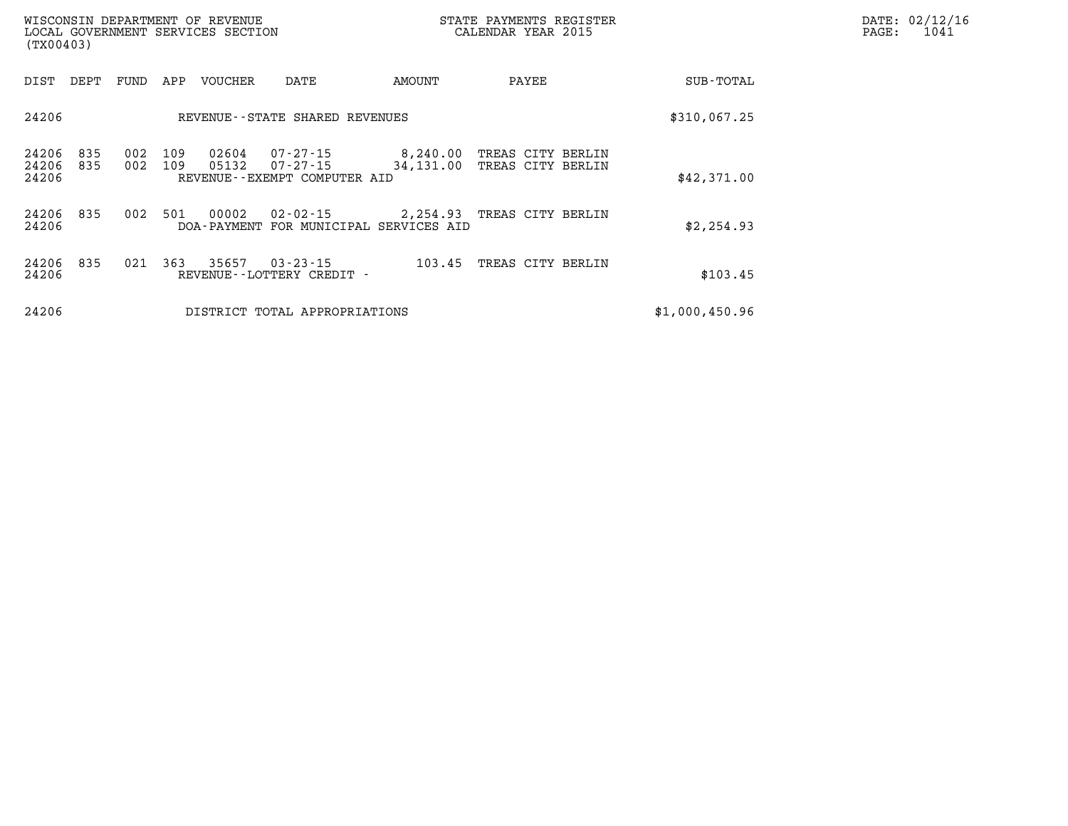WISCONSIN DEPARTMENT OF REVENUE
LOCAL GOVERNMENT SERVICES SECTION
(TX00403)

STATE PAYMENTS REGISTER
CALENDAR YEAR 2015

| DIST | DEPT | FUND | APP | VOUCHER | DATE | AMOUNT | PAYEE | SUB-TOTAL |
|---|---|---|---|---|---|---|---|---|
| 24206 | | | | REVENUE--STATE SHARED REVENUES | | | | $310,067.25 |
| 24206 | 835 | 002 | 109 | 02604 | 07-27-15 | 8,240.00 | TREAS CITY BERLIN | |
| 24206 | 835 | 002 | 109 | 05132 | 07-27-15 | 34,131.00 | TREAS CITY BERLIN | |
| 24206 | | | | REVENUE--EXEMPT COMPUTER AID | | | | $42,371.00 |
| 24206 | 835 | 002 | 501 | 00002 | 02-02-15 | 2,254.93 | TREAS CITY BERLIN | |
| 24206 | | | | DOA-PAYMENT FOR MUNICIPAL SERVICES AID | | | | $2,254.93 |
| 24206 | 835 | 021 | 363 | 35657 | 03-23-15 | 103.45 | TREAS CITY BERLIN | |
| 24206 | | | | REVENUE--LOTTERY CREDIT - | | | | $103.45 |
| 24206 | | | | DISTRICT TOTAL APPROPRIATIONS | | | | $1,000,450.96 |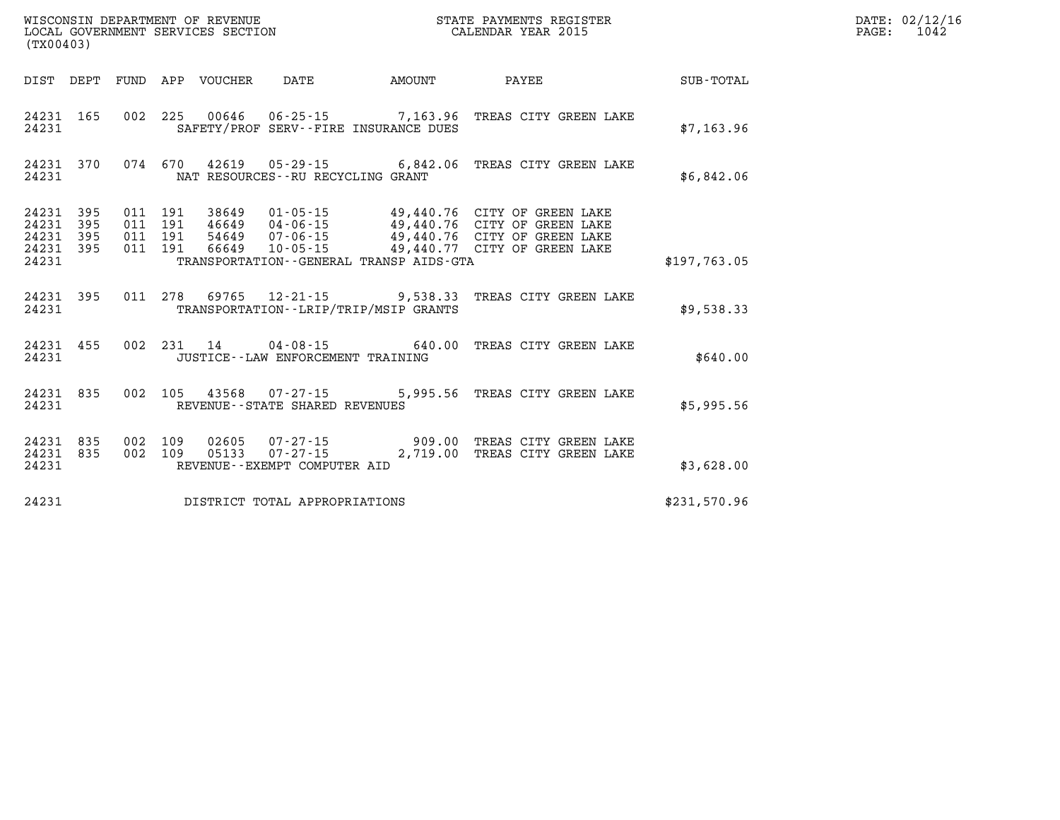WISCONSIN DEPARTMENT OF REVENUE
LOCAL GOVERNMENT SERVICES SECTION
(TX00403)

STATE PAYMENTS REGISTER
CALENDAR YEAR 2015

| DIST | DEPT | FUND | APP | VOUCHER | DATE | AMOUNT | PAYEE | SUB-TOTAL |
|---|---|---|---|---|---|---|---|---|
| 24231 | 165 | 002 | 225 | 00646 | 06-25-15 | 7,163.96 | TREAS CITY GREEN LAKE | |
| 24231 | | | | SAFETY/PROF SERV--FIRE INSURANCE DUES | | | | $7,163.96 |
| 24231 | 370 | 074 | 670 | 42619 | 05-29-15 | 6,842.06 | TREAS CITY GREEN LAKE | |
| 24231 | | | | NAT RESOURCES--RU RECYCLING GRANT | | | | $6,842.06 |
| 24231 | 395 | 011 | 191 | 38649 | 01-05-15 | 49,440.76 | CITY OF GREEN LAKE | |
| 24231 | 395 | 011 | 191 | 46649 | 04-06-15 | 49,440.76 | CITY OF GREEN LAKE | |
| 24231 | 395 | 011 | 191 | 54649 | 07-06-15 | 49,440.76 | CITY OF GREEN LAKE | |
| 24231 | 395 | 011 | 191 | 66649 | 10-05-15 | 49,440.77 | CITY OF GREEN LAKE | |
| 24231 | | | | TRANSPORTATION--GENERAL TRANSP AIDS-GTA | | | | $197,763.05 |
| 24231 | 395 | 011 | 278 | 69765 | 12-21-15 | 9,538.33 | TREAS CITY GREEN LAKE | |
| 24231 | | | | TRANSPORTATION--LRIP/TRIP/MSIP GRANTS | | | | $9,538.33 |
| 24231 | 455 | 002 | 231 | 14 | 04-08-15 | 640.00 | TREAS CITY GREEN LAKE | |
| 24231 | | | | JUSTICE--LAW ENFORCEMENT TRAINING | | | | $640.00 |
| 24231 | 835 | 002 | 105 | 43568 | 07-27-15 | 5,995.56 | TREAS CITY GREEN LAKE | |
| 24231 | | | | REVENUE--STATE SHARED REVENUES | | | | $5,995.56 |
| 24231 | 835 | 002 | 109 | 02605 | 07-27-15 | 909.00 | TREAS CITY GREEN LAKE | |
| 24231 | 835 | 002 | 109 | 05133 | 07-27-15 | 2,719.00 | TREAS CITY GREEN LAKE | |
| 24231 | | | | REVENUE--EXEMPT COMPUTER AID | | | | $3,628.00 |
| 24231 | | | | DISTRICT TOTAL APPROPRIATIONS | | | | $231,570.96 |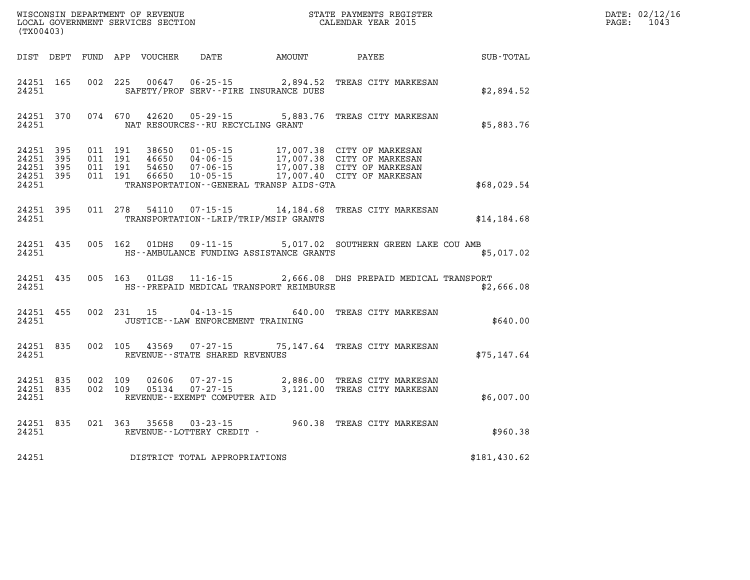WISCONSIN DEPARTMENT OF REVENUE
LOCAL GOVERNMENT SERVICES SECTION
(TX00403)

STATE PAYMENTS REGISTER
CALENDAR YEAR 2015

DATE: 02/12/16
PAGE: 1043

| DIST | DEPT | FUND | APP | VOUCHER | DATE | AMOUNT | PAYEE | SUB-TOTAL |
|---|---|---|---|---|---|---|---|---|
| 24251 | 165 | 002 | 225 | 00647 | 06-25-15 | 2,894.52 | TREAS CITY MARKESAN | |
| 24251 | | | | | SAFETY/PROF SERV--FIRE INSURANCE DUES | | | $2,894.52 |
| 24251 | 370 | 074 | 670 | 42620 | 05-29-15 | 5,883.76 | TREAS CITY MARKESAN | |
| 24251 | | | | | NAT RESOURCES--RU RECYCLING GRANT | | | $5,883.76 |
| 24251 | 395 | 011 | 191 | 38650 | 01-05-15 | 17,007.38 | CITY OF MARKESAN | |
| 24251 | 395 | 011 | 191 | 46650 | 04-06-15 | 17,007.38 | CITY OF MARKESAN | |
| 24251 | 395 | 011 | 191 | 54650 | 07-06-15 | 17,007.38 | CITY OF MARKESAN | |
| 24251 | 395 | 011 | 191 | 66650 | 10-05-15 | 17,007.40 | CITY OF MARKESAN | |
| 24251 | | | | | TRANSPORTATION--GENERAL TRANSP AIDS-GTA | | | $68,029.54 |
| 24251 | 395 | 011 | 278 | 54110 | 07-15-15 | 14,184.68 | TREAS CITY MARKESAN | |
| 24251 | | | | | TRANSPORTATION--LRIP/TRIP/MSIP GRANTS | | | $14,184.68 |
| 24251 | 435 | 005 | 162 | 01DHS | 09-11-15 | 5,017.02 | SOUTHERN GREEN LAKE COU AMB | |
| 24251 | | | | | HS--AMBULANCE FUNDING ASSISTANCE GRANTS | | | $5,017.02 |
| 24251 | 435 | 005 | 163 | 01LGS | 11-16-15 | 2,666.08 | DHS PREPAID MEDICAL TRANSPORT | |
| 24251 | | | | | HS--PREPAID MEDICAL TRANSPORT REIMBURSE | | | $2,666.08 |
| 24251 | 455 | 002 | 231 | 15 | 04-13-15 | 640.00 | TREAS CITY MARKESAN | |
| 24251 | | | | | JUSTICE--LAW ENFORCEMENT TRAINING | | | $640.00 |
| 24251 | 835 | 002 | 105 | 43569 | 07-27-15 | 75,147.64 | TREAS CITY MARKESAN | |
| 24251 | | | | | REVENUE--STATE SHARED REVENUES | | | $75,147.64 |
| 24251 | 835 | 002 | 109 | 02606 | 07-27-15 | 2,886.00 | TREAS CITY MARKESAN | |
| 24251 | 835 | 002 | 109 | 05134 | 07-27-15 | 3,121.00 | TREAS CITY MARKESAN | |
| 24251 | | | | | REVENUE--EXEMPT COMPUTER AID | | | $6,007.00 |
| 24251 | 835 | 021 | 363 | 35658 | 03-23-15 | 960.38 | TREAS CITY MARKESAN | |
| 24251 | | | | | REVENUE--LOTTERY CREDIT - | | | $960.38 |
| 24251 | | | | | DISTRICT TOTAL APPROPRIATIONS | | | $181,430.62 |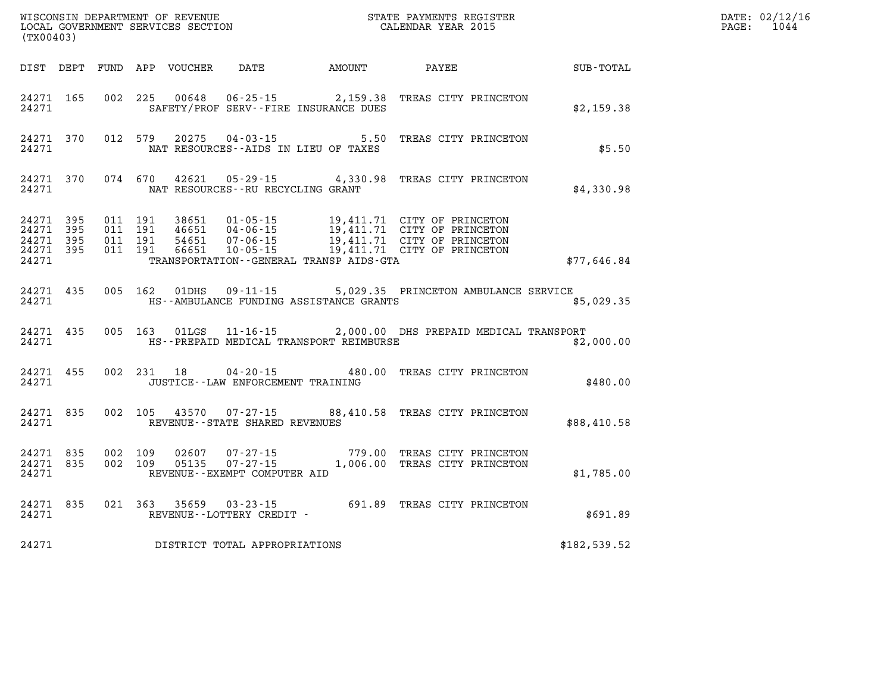WISCONSIN DEPARTMENT OF REVENUE
LOCAL GOVERNMENT SERVICES SECTION
(TX00403)

STATE PAYMENTS REGISTER
CALENDAR YEAR 2015

DATE: 02/12/16
PAGE: 1044

| DIST | DEPT | FUND | APP | VOUCHER | DATE | AMOUNT | PAYEE | SUB-TOTAL |
|---|---|---|---|---|---|---|---|---|
| 24271 | 165 | 002 | 225 | 00648 | 06-25-15 | 2,159.38 | TREAS CITY PRINCETON | |
| 24271 | | | | SAFETY/PROF SERV--FIRE INSURANCE DUES | | | | $2,159.38 |
| 24271 | 370 | 012 | 579 | 20275 | 04-03-15 | 5.50 | TREAS CITY PRINCETON | |
| 24271 | | | | NAT RESOURCES--AIDS IN LIEU OF TAXES | | | | $5.50 |
| 24271 | 370 | 074 | 670 | 42621 | 05-29-15 | 4,330.98 | TREAS CITY PRINCETON | |
| 24271 | | | | NAT RESOURCES--RU RECYCLING GRANT | | | | $4,330.98 |
| 24271 | 395 | 011 | 191 | 38651 | 01-05-15 | 19,411.71 | CITY OF PRINCETON | |
| 24271 | 395 | 011 | 191 | 46651 | 04-06-15 | 19,411.71 | CITY OF PRINCETON | |
| 24271 | 395 | 011 | 191 | 54651 | 07-06-15 | 19,411.71 | CITY OF PRINCETON | |
| 24271 | 395 | 011 | 191 | 66651 | 10-05-15 | 19,411.71 | CITY OF PRINCETON | |
| 24271 | | | | TRANSPORTATION--GENERAL TRANSP AIDS-GTA | | | | $77,646.84 |
| 24271 | 435 | 005 | 162 | 01DHS | 09-11-15 | 5,029.35 | PRINCETON AMBULANCE SERVICE | |
| 24271 | | | | HS--AMBULANCE FUNDING ASSISTANCE GRANTS | | | | $5,029.35 |
| 24271 | 435 | 005 | 163 | 01LGS | 11-16-15 | 2,000.00 | DHS PREPAID MEDICAL TRANSPORT | |
| 24271 | | | | HS--PREPAID MEDICAL TRANSPORT REIMBURSE | | | | $2,000.00 |
| 24271 | 455 | 002 | 231 | 18 | 04-20-15 | 480.00 | TREAS CITY PRINCETON | |
| 24271 | | | | JUSTICE--LAW ENFORCEMENT TRAINING | | | | $480.00 |
| 24271 | 835 | 002 | 105 | 43570 | 07-27-15 | 88,410.58 | TREAS CITY PRINCETON | |
| 24271 | | | | REVENUE--STATE SHARED REVENUES | | | | $88,410.58 |
| 24271 | 835 | 002 | 109 | 02607 | 07-27-15 | 779.00 | TREAS CITY PRINCETON | |
| 24271 | 835 | 002 | 109 | 05135 | 07-27-15 | 1,006.00 | TREAS CITY PRINCETON | |
| 24271 | | | | REVENUE--EXEMPT COMPUTER AID | | | | $1,785.00 |
| 24271 | 835 | 021 | 363 | 35659 | 03-23-15 | 691.89 | TREAS CITY PRINCETON | |
| 24271 | | | | REVENUE--LOTTERY CREDIT - | | | | $691.89 |
| 24271 | | | | DISTRICT TOTAL APPROPRIATIONS | | | | $182,539.52 |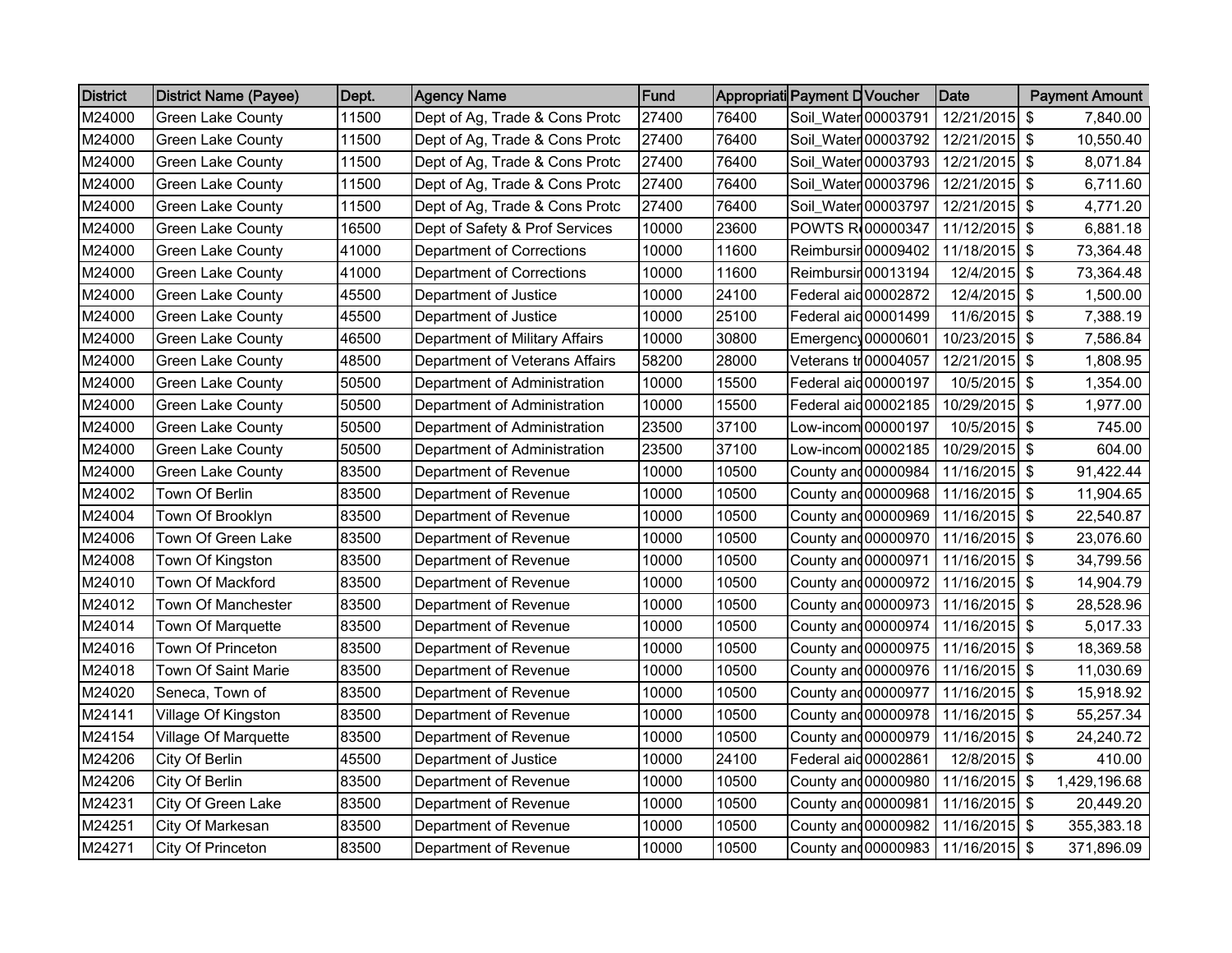| District | District Name (Payee) | Dept. | Agency Name | Fund | Appropriati | Payment D | Voucher | Date | Payment Amount |
|---|---|---|---|---|---|---|---|---|---|
| M24000 | Green Lake County | 11500 | Dept of Ag, Trade & Cons Protc | 27400 | 76400 | Soil_Water | 00003791 | 12/21/2015 | $ 7,840.00 |
| M24000 | Green Lake County | 11500 | Dept of Ag, Trade & Cons Protc | 27400 | 76400 | Soil_Water | 00003792 | 12/21/2015 | $ 10,550.40 |
| M24000 | Green Lake County | 11500 | Dept of Ag, Trade & Cons Protc | 27400 | 76400 | Soil_Water | 00003793 | 12/21/2015 | $ 8,071.84 |
| M24000 | Green Lake County | 11500 | Dept of Ag, Trade & Cons Protc | 27400 | 76400 | Soil_Water | 00003796 | 12/21/2015 | $ 6,711.60 |
| M24000 | Green Lake County | 11500 | Dept of Ag, Trade & Cons Protc | 27400 | 76400 | Soil_Water | 00003797 | 12/21/2015 | $ 4,771.20 |
| M24000 | Green Lake County | 16500 | Dept of Safety & Prof Services | 10000 | 23600 | POWTS R | 00000347 | 11/12/2015 | $ 6,881.18 |
| M24000 | Green Lake County | 41000 | Department of Corrections | 10000 | 11600 | Reimbursir | 00009402 | 11/18/2015 | $ 73,364.48 |
| M24000 | Green Lake County | 41000 | Department of Corrections | 10000 | 11600 | Reimbursir | 00013194 | 12/4/2015 | $ 73,364.48 |
| M24000 | Green Lake County | 45500 | Department of Justice | 10000 | 24100 | Federal aid | 00002872 | 12/4/2015 | $ 1,500.00 |
| M24000 | Green Lake County | 45500 | Department of Justice | 10000 | 25100 | Federal aid | 00001499 | 11/6/2015 | $ 7,388.19 |
| M24000 | Green Lake County | 46500 | Department of Military Affairs | 10000 | 30800 | Emergency | 00000601 | 10/23/2015 | $ 7,586.84 |
| M24000 | Green Lake County | 48500 | Department of Veterans Affairs | 58200 | 28000 | Veterans tr | 00004057 | 12/21/2015 | $ 1,808.95 |
| M24000 | Green Lake County | 50500 | Department of Administration | 10000 | 15500 | Federal aid | 00000197 | 10/5/2015 | $ 1,354.00 |
| M24000 | Green Lake County | 50500 | Department of Administration | 10000 | 15500 | Federal aid | 00002185 | 10/29/2015 | $ 1,977.00 |
| M24000 | Green Lake County | 50500 | Department of Administration | 23500 | 37100 | Low-incom | 00000197 | 10/5/2015 | $ 745.00 |
| M24000 | Green Lake County | 50500 | Department of Administration | 23500 | 37100 | Low-incom | 00002185 | 10/29/2015 | $ 604.00 |
| M24000 | Green Lake County | 83500 | Department of Revenue | 10000 | 10500 | County and | 00000984 | 11/16/2015 | $ 91,422.44 |
| M24002 | Town Of Berlin | 83500 | Department of Revenue | 10000 | 10500 | County and | 00000968 | 11/16/2015 | $ 11,904.65 |
| M24004 | Town Of Brooklyn | 83500 | Department of Revenue | 10000 | 10500 | County and | 00000969 | 11/16/2015 | $ 22,540.87 |
| M24006 | Town Of Green Lake | 83500 | Department of Revenue | 10000 | 10500 | County and | 00000970 | 11/16/2015 | $ 23,076.60 |
| M24008 | Town Of Kingston | 83500 | Department of Revenue | 10000 | 10500 | County and | 00000971 | 11/16/2015 | $ 34,799.56 |
| M24010 | Town Of Mackford | 83500 | Department of Revenue | 10000 | 10500 | County and | 00000972 | 11/16/2015 | $ 14,904.79 |
| M24012 | Town Of Manchester | 83500 | Department of Revenue | 10000 | 10500 | County and | 00000973 | 11/16/2015 | $ 28,528.96 |
| M24014 | Town Of Marquette | 83500 | Department of Revenue | 10000 | 10500 | County and | 00000974 | 11/16/2015 | $ 5,017.33 |
| M24016 | Town Of Princeton | 83500 | Department of Revenue | 10000 | 10500 | County and | 00000975 | 11/16/2015 | $ 18,369.58 |
| M24018 | Town Of Saint Marie | 83500 | Department of Revenue | 10000 | 10500 | County and | 00000976 | 11/16/2015 | $ 11,030.69 |
| M24020 | Seneca, Town of | 83500 | Department of Revenue | 10000 | 10500 | County and | 00000977 | 11/16/2015 | $ 15,918.92 |
| M24141 | Village Of Kingston | 83500 | Department of Revenue | 10000 | 10500 | County and | 00000978 | 11/16/2015 | $ 55,257.34 |
| M24154 | Village Of Marquette | 83500 | Department of Revenue | 10000 | 10500 | County and | 00000979 | 11/16/2015 | $ 24,240.72 |
| M24206 | City Of Berlin | 45500 | Department of Justice | 10000 | 24100 | Federal aid | 00002861 | 12/8/2015 | $ 410.00 |
| M24206 | City Of Berlin | 83500 | Department of Revenue | 10000 | 10500 | County and | 00000980 | 11/16/2015 | $ 1,429,196.68 |
| M24231 | City Of Green Lake | 83500 | Department of Revenue | 10000 | 10500 | County and | 00000981 | 11/16/2015 | $ 20,449.20 |
| M24251 | City Of Markesan | 83500 | Department of Revenue | 10000 | 10500 | County and | 00000982 | 11/16/2015 | $ 355,383.18 |
| M24271 | City Of Princeton | 83500 | Department of Revenue | 10000 | 10500 | County and | 00000983 | 11/16/2015 | $ 371,896.09 |